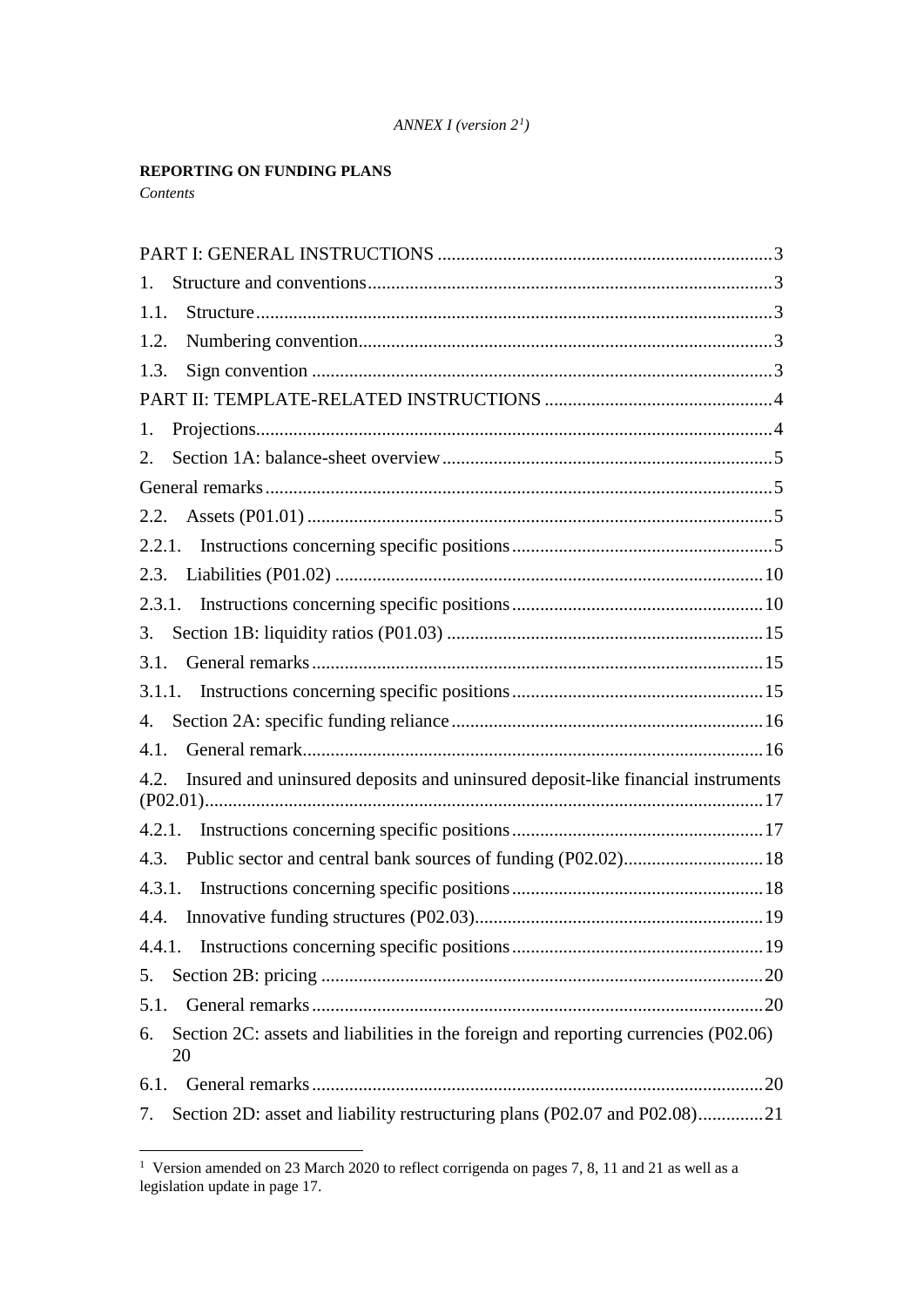*ANNEX I (version 2[1])*

**REPORTING ON FUNDING PLANS**

*Contents*

PART I: GENERAL INSTRUCTIONS ........................................................................ 3

1. Structure and conventions ........................................................................ 3

1.1. Structure ........................................................................ 3

1.2. Numbering convention ........................................................................ 3

1.3. Sign convention ........................................................................ 3

PART II: TEMPLATE-RELATED INSTRUCTIONS ........................................................................ 4

1. Projections ........................................................................ 4

2. Section 1A: balance-sheet overview ........................................................................ 5

General remarks ........................................................................ 5

2.2. Assets (P01.01) ........................................................................ 5

2.2.1. Instructions concerning specific positions ........................................................................ 5

2.3. Liabilities (P01.02) ........................................................................ 10

2.3.1. Instructions concerning specific positions ........................................................................ 10

3. Section 1B: liquidity ratios (P01.03) ........................................................................ 15

3.1. General remarks ........................................................................ 15

3.1.1. Instructions concerning specific positions ........................................................................ 15

4. Section 2A: specific funding reliance ........................................................................ 16

4.1. General remark ........................................................................ 16

4.2. Insured and uninsured deposits and uninsured deposit-like financial instruments (P02.01) ........................................................................ 17

4.2.1. Instructions concerning specific positions ........................................................................ 17

4.3. Public sector and central bank sources of funding (P02.02) ........................................................................ 18

4.3.1. Instructions concerning specific positions ........................................................................ 18

4.4. Innovative funding structures (P02.03) ........................................................................ 19

4.4.1. Instructions concerning specific positions ........................................................................ 19

5. Section 2B: pricing ........................................................................ 20

5.1. General remarks ........................................................................ 20

6. Section 2C: assets and liabilities in the foreign and reporting currencies (P02.06) 20

6.1. General remarks ........................................................................ 20

7. Section 2D: asset and liability restructuring plans (P02.07 and P02.08) ........................................................................ 21

---

[1] Version amended on 23 March 2020 to reflect corrigenda on pages 7, 8, 11 and 21 as well as a legislation update in page 17.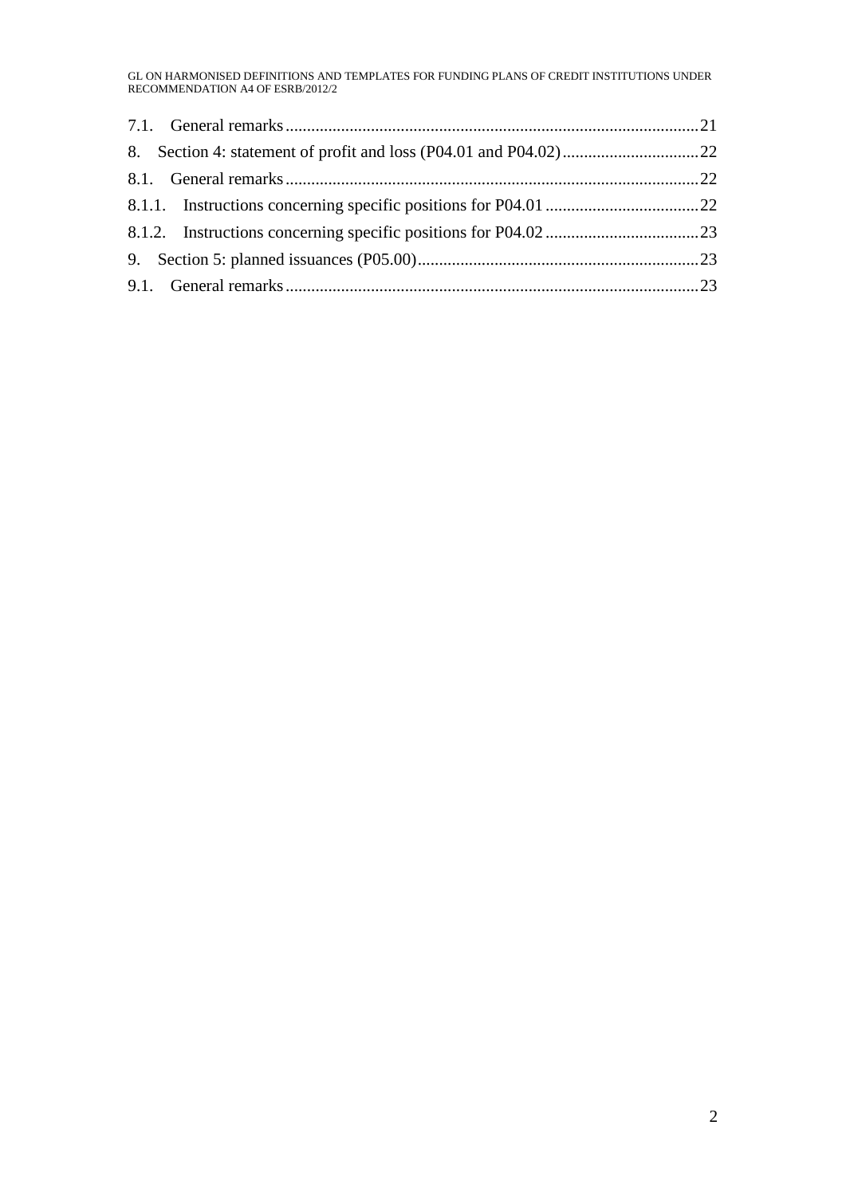7.1. General remarks ........................................................................................ 21

8. Section 4: statement of profit and loss (P04.01 and P04.02) ................................ 22

8.1. General remarks ........................................................................................ 22

8.1.1. Instructions concerning specific positions for P04.01 .................................... 22

8.1.2. Instructions concerning specific positions for P04.02 .................................... 23

9. Section 5: planned issuances (P05.00) .................................................................. 23

9.1. General remarks ........................................................................................ 23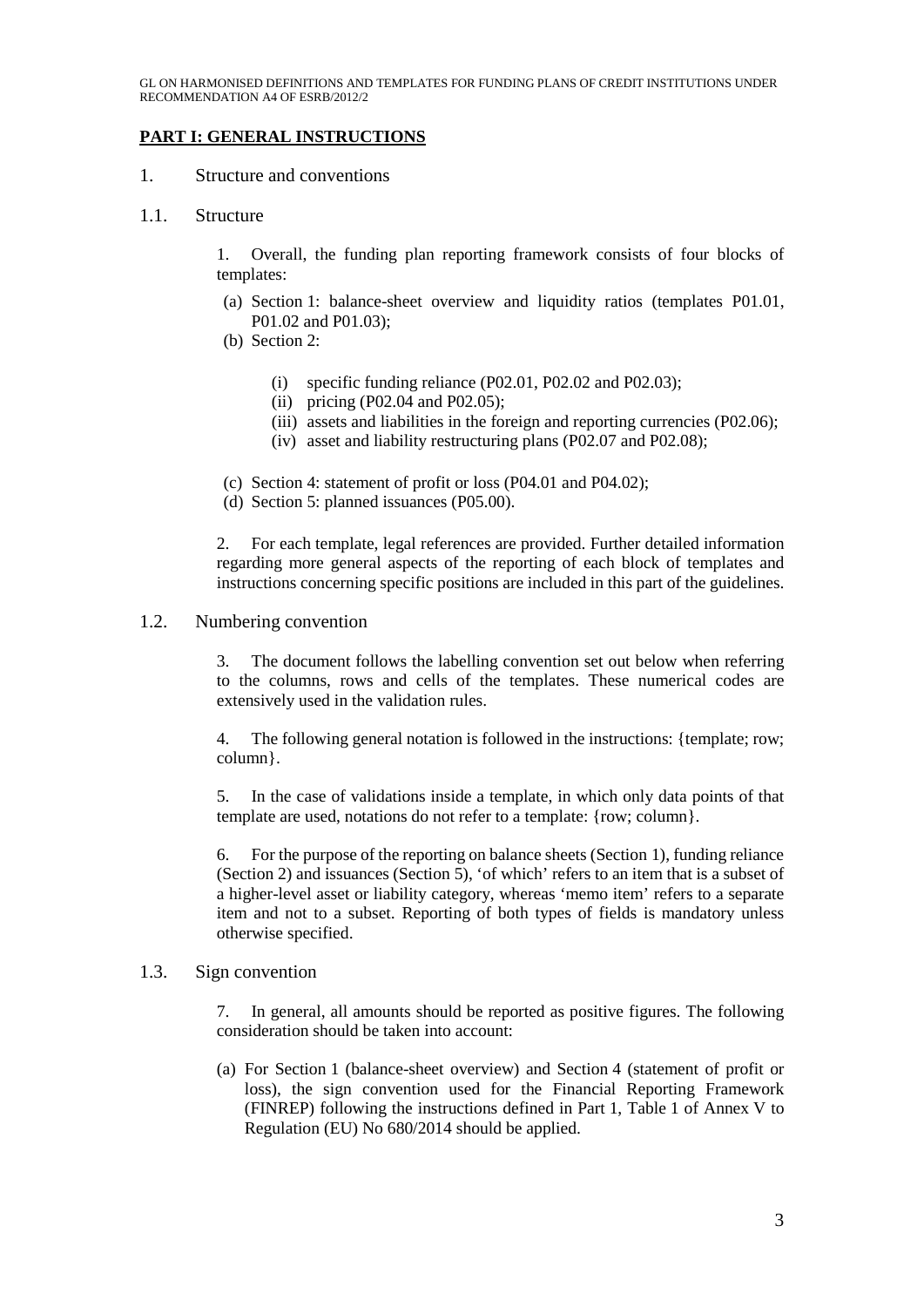## PART I: GENERAL INSTRUCTIONS

### 1. Structure and conventions

#### 1.1. Structure

1. Overall, the funding plan reporting framework consists of four blocks of templates:

   (a) Section 1: balance-sheet overview and liquidity ratios (templates P01.01, P01.02 and P01.03);

   (b) Section 2:

      (i) specific funding reliance (P02.01, P02.02 and P02.03);

      (ii) pricing (P02.04 and P02.05);

      (iii) assets and liabilities in the foreign and reporting currencies (P02.06);

      (iv) asset and liability restructuring plans (P02.07 and P02.08);

   (c) Section 4: statement of profit or loss (P04.01 and P04.02);

   (d) Section 5: planned issuances (P05.00).

2. For each template, legal references are provided. Further detailed information regarding more general aspects of the reporting of each block of templates and instructions concerning specific positions are included in this part of the guidelines.

#### 1.2. Numbering convention

3. The document follows the labelling convention set out below when referring to the columns, rows and cells of the templates. These numerical codes are extensively used in the validation rules.

4. The following general notation is followed in the instructions: {template; row; column}.

5. In the case of validations inside a template, in which only data points of that template are used, notations do not refer to a template: {row; column}.

6. For the purpose of the reporting on balance sheets (Section 1), funding reliance (Section 2) and issuances (Section 5), 'of which' refers to an item that is a subset of a higher-level asset or liability category, whereas 'memo item' refers to a separate item and not to a subset. Reporting of both types of fields is mandatory unless otherwise specified.

#### 1.3. Sign convention

7. In general, all amounts should be reported as positive figures. The following consideration should be taken into account:

   (a) For Section 1 (balance-sheet overview) and Section 4 (statement of profit or loss), the sign convention used for the Financial Reporting Framework (FINREP) following the instructions defined in Part 1, Table 1 of Annex V to Regulation (EU) No 680/2014 should be applied.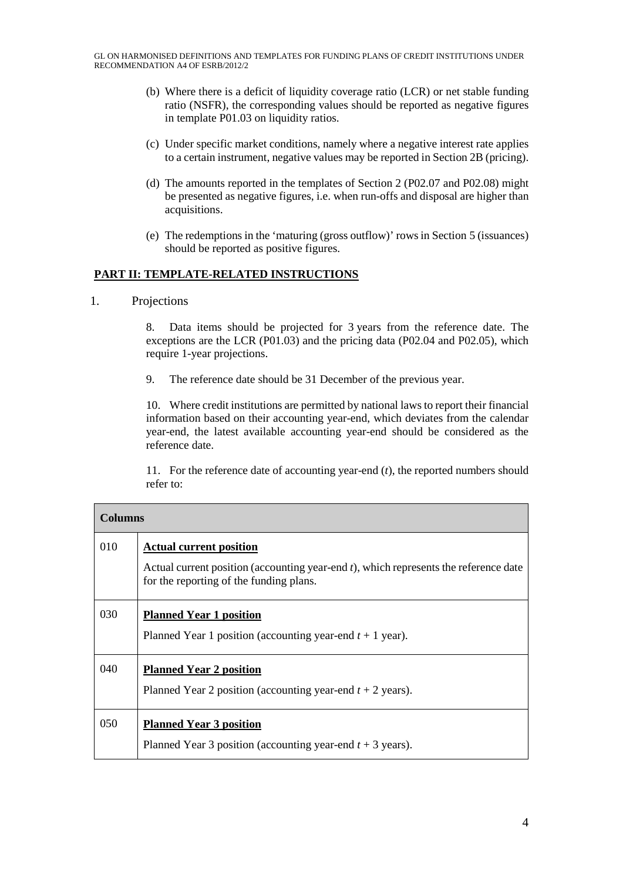(b) Where there is a deficit of liquidity coverage ratio (LCR) or net stable funding ratio (NSFR), the corresponding values should be reported as negative figures in template P01.03 on liquidity ratios.

(c) Under specific market conditions, namely where a negative interest rate applies to a certain instrument, negative values may be reported in Section 2B (pricing).

(d) The amounts reported in the templates of Section 2 (P02.07 and P02.08) might be presented as negative figures, i.e. when run-offs and disposal are higher than acquisitions.

(e) The redemptions in the 'maturing (gross outflow)' rows in Section 5 (issuances) should be reported as positive figures.

## PART II: TEMPLATE-RELATED INSTRUCTIONS

1. Projections

8. Data items should be projected for 3 years from the reference date. The exceptions are the LCR (P01.03) and the pricing data (P02.04 and P02.05), which require 1-year projections.

9. The reference date should be 31 December of the previous year.

10. Where credit institutions are permitted by national laws to report their financial information based on their accounting year-end, which deviates from the calendar year-end, the latest available accounting year-end should be considered as the reference date.

11. For the reference date of accounting year-end (*t*), the reported numbers should refer to:

| Columns | |
|---|---|
| 010 | **Actual current position**<br>Actual current position (accounting year-end *t*), which represents the reference date for the reporting of the funding plans. |
| 030 | **Planned Year 1 position**<br>Planned Year 1 position (accounting year-end *t* + 1 year). |
| 040 | **Planned Year 2 position**<br>Planned Year 2 position (accounting year-end *t* + 2 years). |
| 050 | **Planned Year 3 position**<br>Planned Year 3 position (accounting year-end *t* + 3 years). |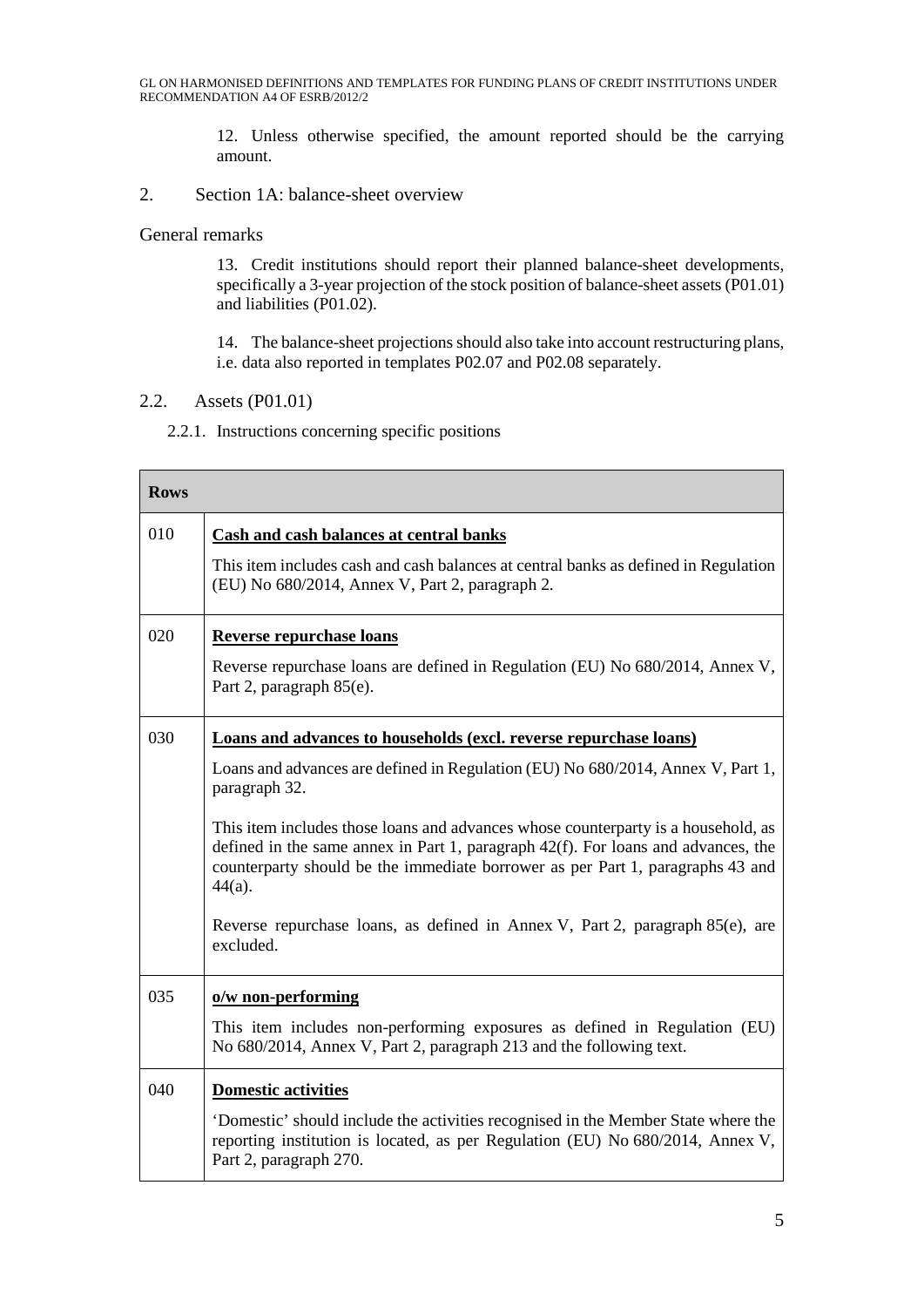12. Unless otherwise specified, the amount reported should be the carrying amount.

## 2. Section 1A: balance-sheet overview

### General remarks

13. Credit institutions should report their planned balance-sheet developments, specifically a 3-year projection of the stock position of balance-sheet assets (P01.01) and liabilities (P01.02).

14. The balance-sheet projections should also take into account restructuring plans, i.e. data also reported in templates P02.07 and P02.08 separately.

### 2.2. Assets (P01.01)

#### 2.2.1. Instructions concerning specific positions

| Rows | |
|---|---|
| 010 | **Cash and cash balances at central banks**<br><br>This item includes cash and cash balances at central banks as defined in Regulation (EU) No 680/2014, Annex V, Part 2, paragraph 2. |
| 020 | **Reverse repurchase loans**<br><br>Reverse repurchase loans are defined in Regulation (EU) No 680/2014, Annex V, Part 2, paragraph 85(e). |
| 030 | **Loans and advances to households (excl. reverse repurchase loans)**<br><br>Loans and advances are defined in Regulation (EU) No 680/2014, Annex V, Part 1, paragraph 32.<br><br>This item includes those loans and advances whose counterparty is a household, as defined in the same annex in Part 1, paragraph 42(f). For loans and advances, the counterparty should be the immediate borrower as per Part 1, paragraphs 43 and 44(a).<br><br>Reverse repurchase loans, as defined in Annex V, Part 2, paragraph 85(e), are excluded. |
| 035 | **o/w non-performing**<br><br>This item includes non-performing exposures as defined in Regulation (EU) No 680/2014, Annex V, Part 2, paragraph 213 and the following text. |
| 040 | **Domestic activities**<br><br>'Domestic' should include the activities recognised in the Member State where the reporting institution is located, as per Regulation (EU) No 680/2014, Annex V, Part 2, paragraph 270. |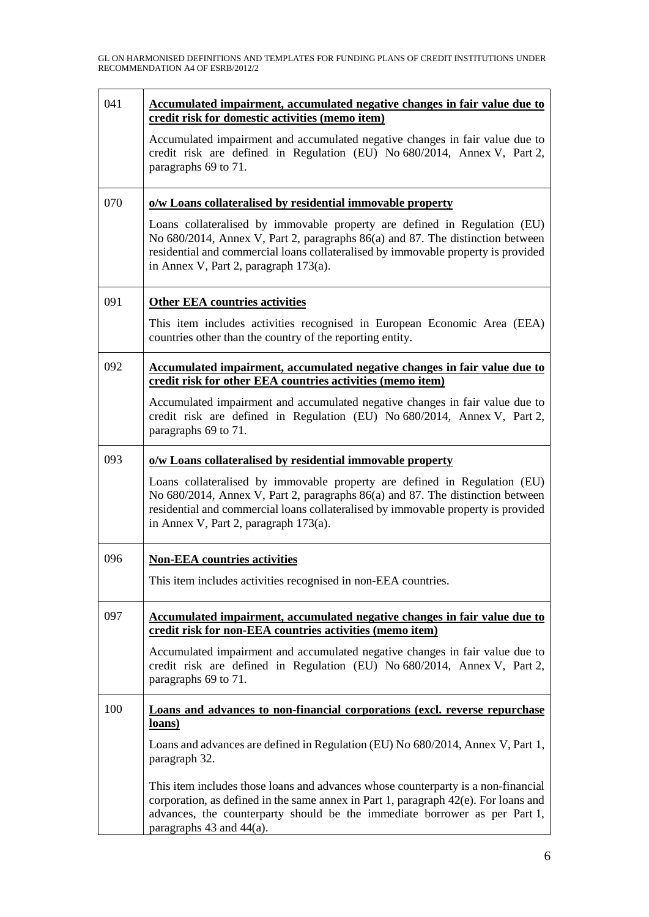| | |
|---|---|
| 041 | **Accumulated impairment, accumulated negative changes in fair value due to credit risk for domestic activities (memo item)**<br><br>Accumulated impairment and accumulated negative changes in fair value due to credit risk are defined in Regulation (EU) No 680/2014, Annex V, Part 2, paragraphs 69 to 71. |
| 070 | **o/w Loans collateralised by residential immovable property**<br><br>Loans collateralised by immovable property are defined in Regulation (EU) No 680/2014, Annex V, Part 2, paragraphs 86(a) and 87. The distinction between residential and commercial loans collateralised by immovable property is provided in Annex V, Part 2, paragraph 173(a). |
| 091 | **Other EEA countries activities**<br><br>This item includes activities recognised in European Economic Area (EEA) countries other than the country of the reporting entity. |
| 092 | **Accumulated impairment, accumulated negative changes in fair value due to credit risk for other EEA countries activities (memo item)**<br><br>Accumulated impairment and accumulated negative changes in fair value due to credit risk are defined in Regulation (EU) No 680/2014, Annex V, Part 2, paragraphs 69 to 71. |
| 093 | **o/w Loans collateralised by residential immovable property**<br><br>Loans collateralised by immovable property are defined in Regulation (EU) No 680/2014, Annex V, Part 2, paragraphs 86(a) and 87. The distinction between residential and commercial loans collateralised by immovable property is provided in Annex V, Part 2, paragraph 173(a). |
| 096 | **Non-EEA countries activities**<br><br>This item includes activities recognised in non-EEA countries. |
| 097 | **Accumulated impairment, accumulated negative changes in fair value due to credit risk for non-EEA countries activities (memo item)**<br><br>Accumulated impairment and accumulated negative changes in fair value due to credit risk are defined in Regulation (EU) No 680/2014, Annex V, Part 2, paragraphs 69 to 71. |
| 100 | **Loans and advances to non-financial corporations (excl. reverse repurchase loans)**<br><br>Loans and advances are defined in Regulation (EU) No 680/2014, Annex V, Part 1, paragraph 32.<br><br>This item includes those loans and advances whose counterparty is a non-financial corporation, as defined in the same annex in Part 1, paragraph 42(e). For loans and advances, the counterparty should be the immediate borrower as per Part 1, paragraphs 43 and 44(a). |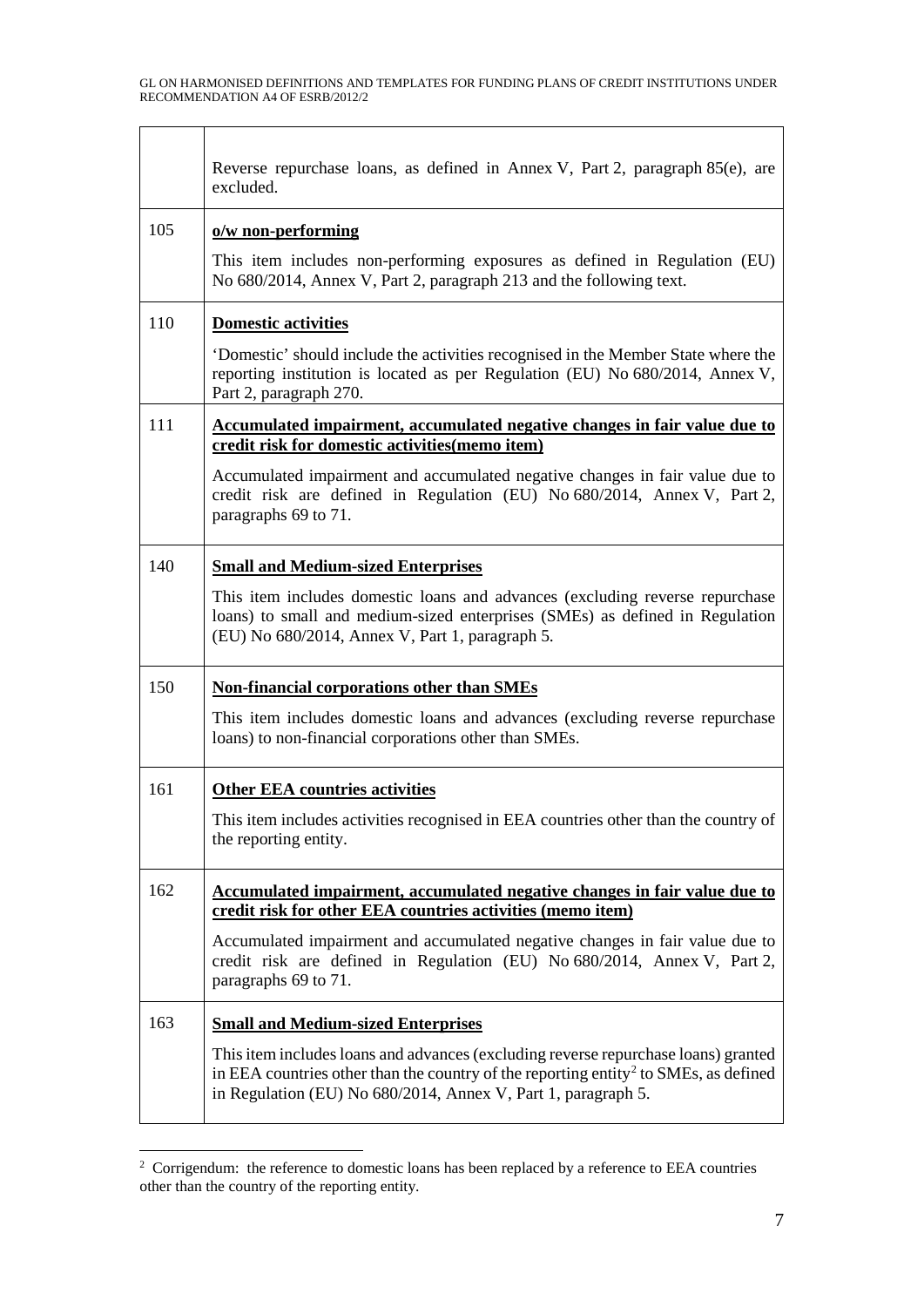| | |
|---|---|
| | Reverse repurchase loans, as defined in Annex V, Part 2, paragraph 85(e), are excluded. |
| 105 | **o/w non-performing**<br><br>This item includes non-performing exposures as defined in Regulation (EU) No 680/2014, Annex V, Part 2, paragraph 213 and the following text. |
| 110 | **Domestic activities**<br><br>'Domestic' should include the activities recognised in the Member State where the reporting institution is located as per Regulation (EU) No 680/2014, Annex V, Part 2, paragraph 270. |
| 111 | **Accumulated impairment, accumulated negative changes in fair value due to credit risk for domestic activities(memo item)**<br><br>Accumulated impairment and accumulated negative changes in fair value due to credit risk are defined in Regulation (EU) No 680/2014, Annex V, Part 2, paragraphs 69 to 71. |
| 140 | **Small and Medium-sized Enterprises**<br><br>This item includes domestic loans and advances (excluding reverse repurchase loans) to small and medium-sized enterprises (SMEs) as defined in Regulation (EU) No 680/2014, Annex V, Part 1, paragraph 5. |
| 150 | **Non-financial corporations other than SMEs**<br><br>This item includes domestic loans and advances (excluding reverse repurchase loans) to non-financial corporations other than SMEs. |
| 161 | **Other EEA countries activities**<br><br>This item includes activities recognised in EEA countries other than the country of the reporting entity. |
| 162 | **Accumulated impairment, accumulated negative changes in fair value due to credit risk for other EEA countries activities (memo item)**<br><br>Accumulated impairment and accumulated negative changes in fair value due to credit risk are defined in Regulation (EU) No 680/2014, Annex V, Part 2, paragraphs 69 to 71. |
| 163 | **Small and Medium-sized Enterprises**<br><br>This item includes loans and advances (excluding reverse repurchase loans) granted in EEA countries other than the country of the reporting entity[2] to SMEs, as defined in Regulation (EU) No 680/2014, Annex V, Part 1, paragraph 5. |

[2] Corrigendum: the reference to domestic loans has been replaced by a reference to EEA countries other than the country of the reporting entity.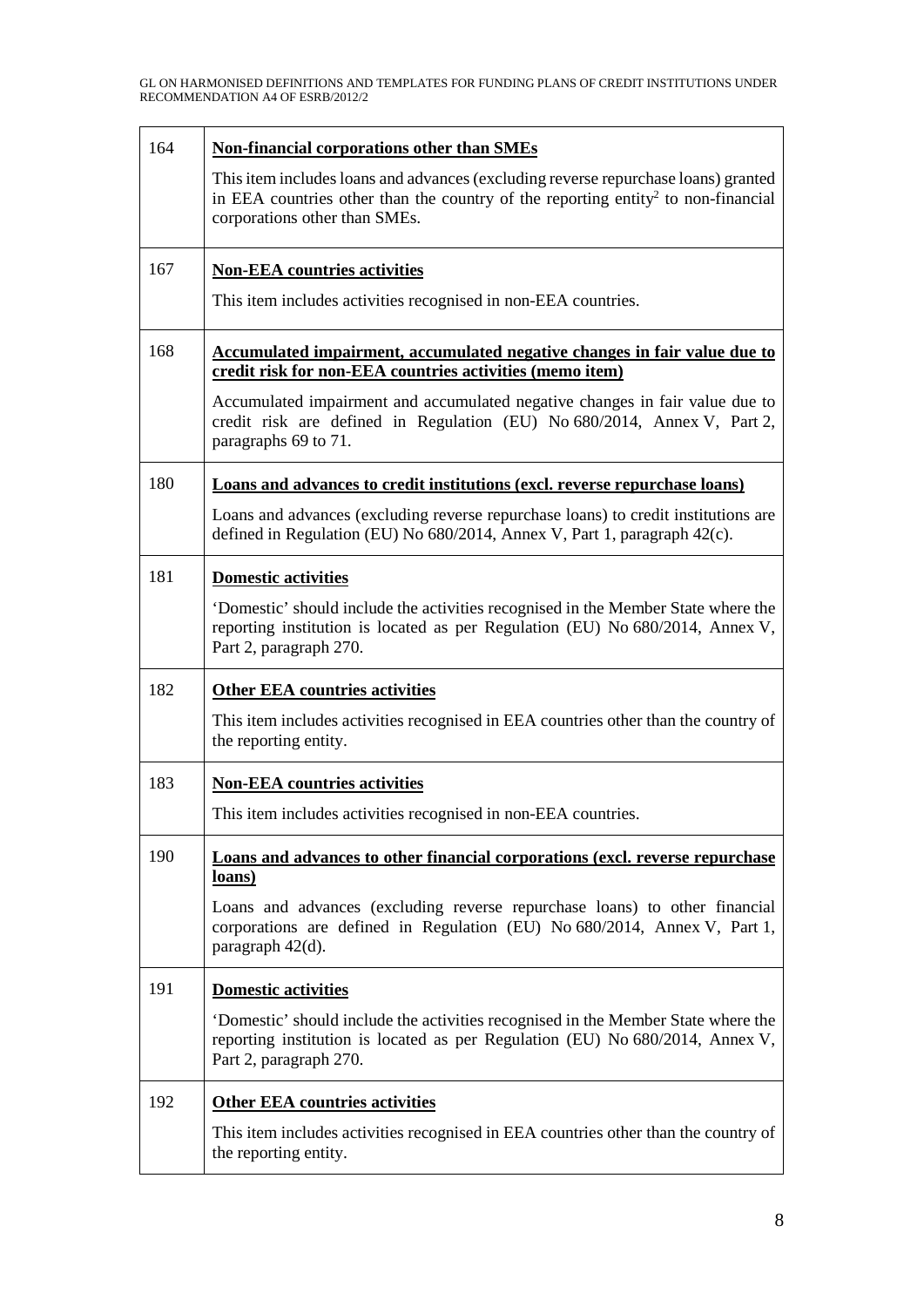| | |
|---|---|
| 164 | **Non-financial corporations other than SMEs**<br><br>This item includes loans and advances (excluding reverse repurchase loans) granted in EEA countries other than the country of the reporting entity[2] to non-financial corporations other than SMEs. |
| 167 | **Non-EEA countries activities**<br><br>This item includes activities recognised in non-EEA countries. |
| 168 | **Accumulated impairment, accumulated negative changes in fair value due to credit risk for non-EEA countries activities (memo item)**<br><br>Accumulated impairment and accumulated negative changes in fair value due to credit risk are defined in Regulation (EU) No 680/2014, Annex V, Part 2, paragraphs 69 to 71. |
| 180 | **Loans and advances to credit institutions (excl. reverse repurchase loans)**<br><br>Loans and advances (excluding reverse repurchase loans) to credit institutions are defined in Regulation (EU) No 680/2014, Annex V, Part 1, paragraph 42(c). |
| 181 | **Domestic activities**<br><br>'Domestic' should include the activities recognised in the Member State where the reporting institution is located as per Regulation (EU) No 680/2014, Annex V, Part 2, paragraph 270. |
| 182 | **Other EEA countries activities**<br><br>This item includes activities recognised in EEA countries other than the country of the reporting entity. |
| 183 | **Non-EEA countries activities**<br><br>This item includes activities recognised in non-EEA countries. |
| 190 | **Loans and advances to other financial corporations (excl. reverse repurchase loans)**<br><br>Loans and advances (excluding reverse repurchase loans) to other financial corporations are defined in Regulation (EU) No 680/2014, Annex V, Part 1, paragraph 42(d). |
| 191 | **Domestic activities**<br><br>'Domestic' should include the activities recognised in the Member State where the reporting institution is located as per Regulation (EU) No 680/2014, Annex V, Part 2, paragraph 270. |
| 192 | **Other EEA countries activities**<br><br>This item includes activities recognised in EEA countries other than the country of the reporting entity. |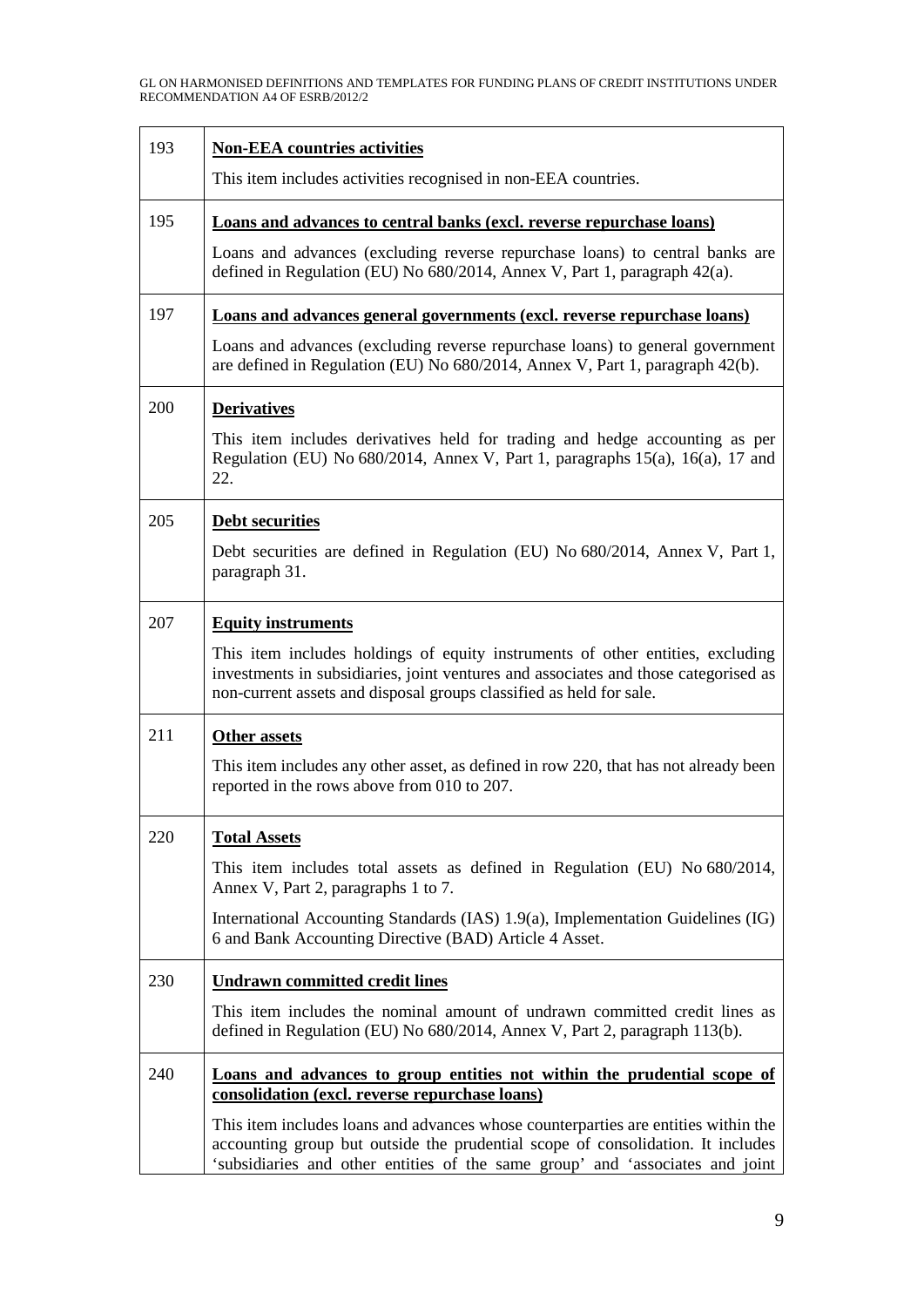| | |
|---|---|
| 193 | **Non-EEA countries activities**<br><br>This item includes activities recognised in non-EEA countries. |
| 195 | **Loans and advances to central banks (excl. reverse repurchase loans)**<br><br>Loans and advances (excluding reverse repurchase loans) to central banks are defined in Regulation (EU) No 680/2014, Annex V, Part 1, paragraph 42(a). |
| 197 | **Loans and advances general governments (excl. reverse repurchase loans)**<br><br>Loans and advances (excluding reverse repurchase loans) to general government are defined in Regulation (EU) No 680/2014, Annex V, Part 1, paragraph 42(b). |
| 200 | **Derivatives**<br><br>This item includes derivatives held for trading and hedge accounting as per Regulation (EU) No 680/2014, Annex V, Part 1, paragraphs 15(a), 16(a), 17 and 22. |
| 205 | **Debt securities**<br><br>Debt securities are defined in Regulation (EU) No 680/2014, Annex V, Part 1, paragraph 31. |
| 207 | **Equity instruments**<br><br>This item includes holdings of equity instruments of other entities, excluding investments in subsidiaries, joint ventures and associates and those categorised as non-current assets and disposal groups classified as held for sale. |
| 211 | **Other assets**<br><br>This item includes any other asset, as defined in row 220, that has not already been reported in the rows above from 010 to 207. |
| 220 | **Total Assets**<br><br>This item includes total assets as defined in Regulation (EU) No 680/2014, Annex V, Part 2, paragraphs 1 to 7.<br><br>International Accounting Standards (IAS) 1.9(a), Implementation Guidelines (IG) 6 and Bank Accounting Directive (BAD) Article 4 Asset. |
| 230 | **Undrawn committed credit lines**<br><br>This item includes the nominal amount of undrawn committed credit lines as defined in Regulation (EU) No 680/2014, Annex V, Part 2, paragraph 113(b). |
| 240 | **Loans and advances to group entities not within the prudential scope of consolidation (excl. reverse repurchase loans)**<br><br>This item includes loans and advances whose counterparties are entities within the accounting group but outside the prudential scope of consolidation. It includes 'subsidiaries and other entities of the same group' and 'associates and joint |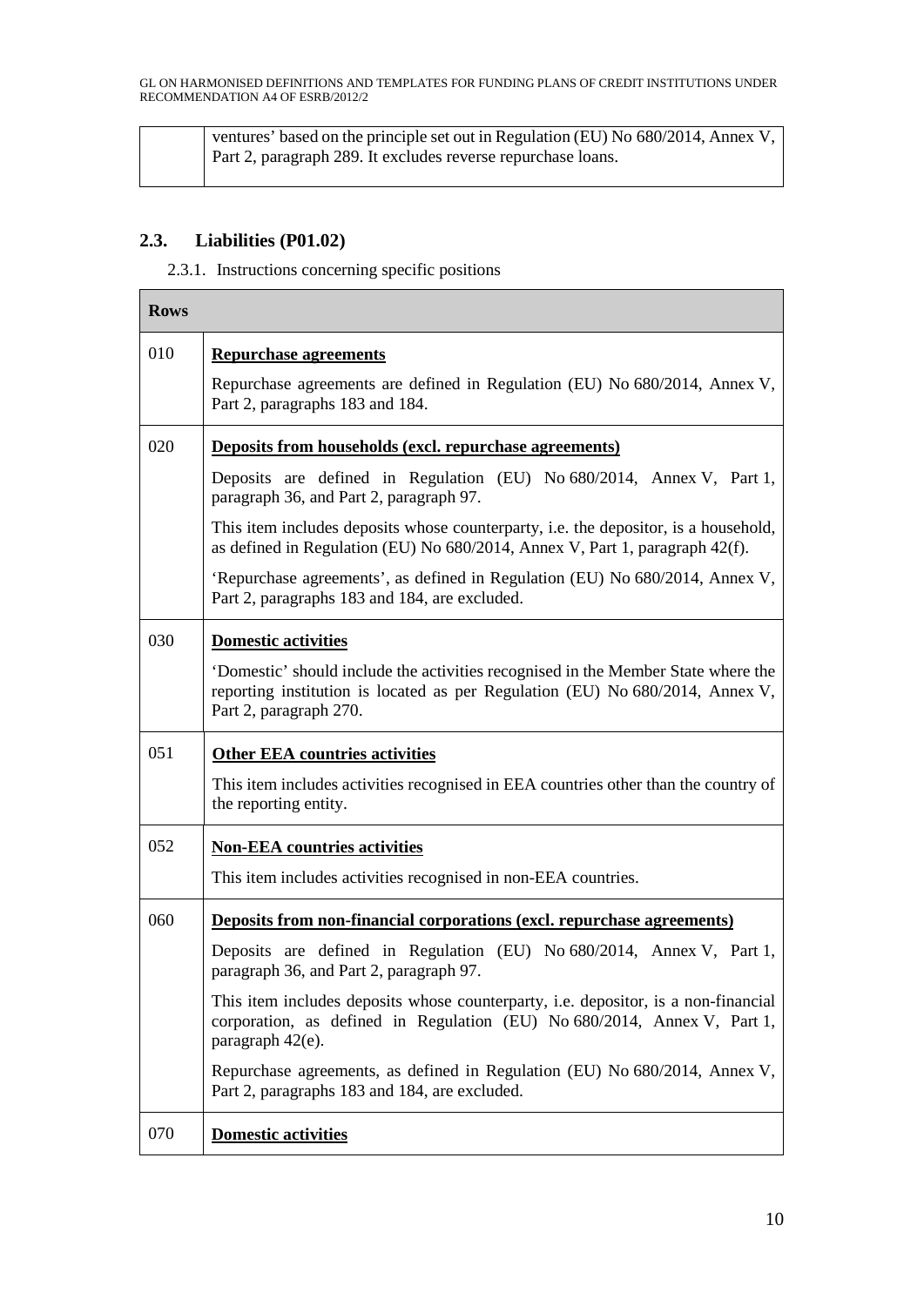| | |
|---|---|
| | ventures' based on the principle set out in Regulation (EU) No 680/2014, Annex V, Part 2, paragraph 289. It excludes reverse repurchase loans. |

## 2.3. Liabilities (P01.02)

2.3.1. Instructions concerning specific positions

| Rows | |
|---|---|
| 010 | **Repurchase agreements**<br><br>Repurchase agreements are defined in Regulation (EU) No 680/2014, Annex V, Part 2, paragraphs 183 and 184. |
| 020 | **Deposits from households (excl. repurchase agreements)**<br><br>Deposits are defined in Regulation (EU) No 680/2014, Annex V, Part 1, paragraph 36, and Part 2, paragraph 97.<br><br>This item includes deposits whose counterparty, i.e. the depositor, is a household, as defined in Regulation (EU) No 680/2014, Annex V, Part 1, paragraph 42(f).<br><br>'Repurchase agreements', as defined in Regulation (EU) No 680/2014, Annex V, Part 2, paragraphs 183 and 184, are excluded. |
| 030 | **Domestic activities**<br><br>'Domestic' should include the activities recognised in the Member State where the reporting institution is located as per Regulation (EU) No 680/2014, Annex V, Part 2, paragraph 270. |
| 051 | **Other EEA countries activities**<br><br>This item includes activities recognised in EEA countries other than the country of the reporting entity. |
| 052 | **Non-EEA countries activities**<br><br>This item includes activities recognised in non-EEA countries. |
| 060 | **Deposits from non-financial corporations (excl. repurchase agreements)**<br><br>Deposits are defined in Regulation (EU) No 680/2014, Annex V, Part 1, paragraph 36, and Part 2, paragraph 97.<br><br>This item includes deposits whose counterparty, i.e. depositor, is a non-financial corporation, as defined in Regulation (EU) No 680/2014, Annex V, Part 1, paragraph 42(e).<br><br>Repurchase agreements, as defined in Regulation (EU) No 680/2014, Annex V, Part 2, paragraphs 183 and 184, are excluded. |
| 070 | **Domestic activities** |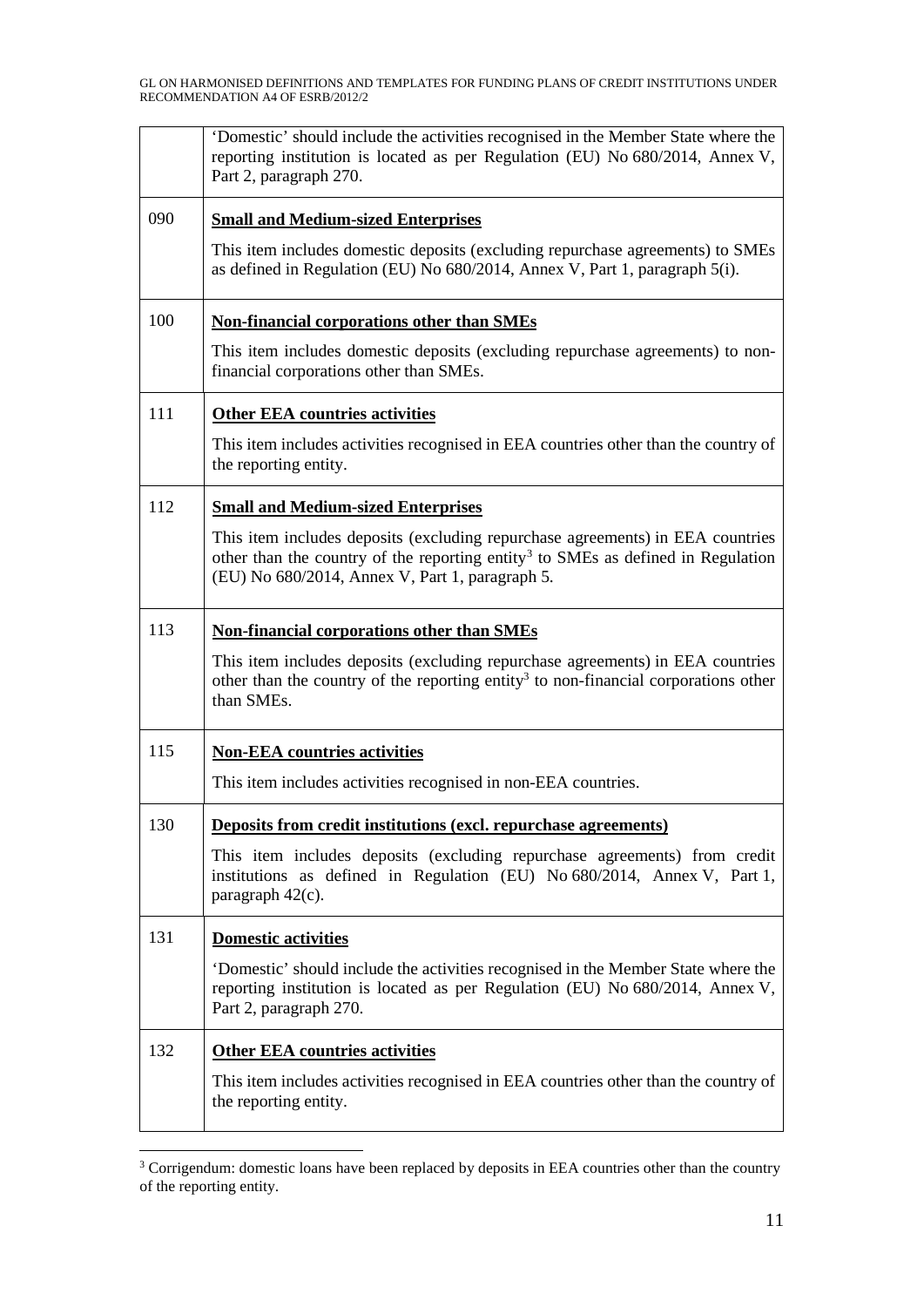| | |
|---|---|
| | 'Domestic' should include the activities recognised in the Member State where the reporting institution is located as per Regulation (EU) No 680/2014, Annex V, Part 2, paragraph 270. |
| 090 | **Small and Medium-sized Enterprises**<br><br>This item includes domestic deposits (excluding repurchase agreements) to SMEs as defined in Regulation (EU) No 680/2014, Annex V, Part 1, paragraph 5(i). |
| 100 | **Non-financial corporations other than SMEs**<br><br>This item includes domestic deposits (excluding repurchase agreements) to non-financial corporations other than SMEs. |
| 111 | **Other EEA countries activities**<br><br>This item includes activities recognised in EEA countries other than the country of the reporting entity. |
| 112 | **Small and Medium-sized Enterprises**<br><br>This item includes deposits (excluding repurchase agreements) in EEA countries other than the country of the reporting entity[3] to SMEs as defined in Regulation (EU) No 680/2014, Annex V, Part 1, paragraph 5. |
| 113 | **Non-financial corporations other than SMEs**<br><br>This item includes deposits (excluding repurchase agreements) in EEA countries other than the country of the reporting entity[3] to non-financial corporations other than SMEs. |
| 115 | **Non-EEA countries activities**<br><br>This item includes activities recognised in non-EEA countries. |
| 130 | **Deposits from credit institutions (excl. repurchase agreements)**<br><br>This item includes deposits (excluding repurchase agreements) from credit institutions as defined in Regulation (EU) No 680/2014, Annex V, Part 1, paragraph 42(c). |
| 131 | **Domestic activities**<br><br>'Domestic' should include the activities recognised in the Member State where the reporting institution is located as per Regulation (EU) No 680/2014, Annex V, Part 2, paragraph 270. |
| 132 | **Other EEA countries activities**<br><br>This item includes activities recognised in EEA countries other than the country of the reporting entity. |

[3] Corrigendum: domestic loans have been replaced by deposits in EEA countries other than the country of the reporting entity.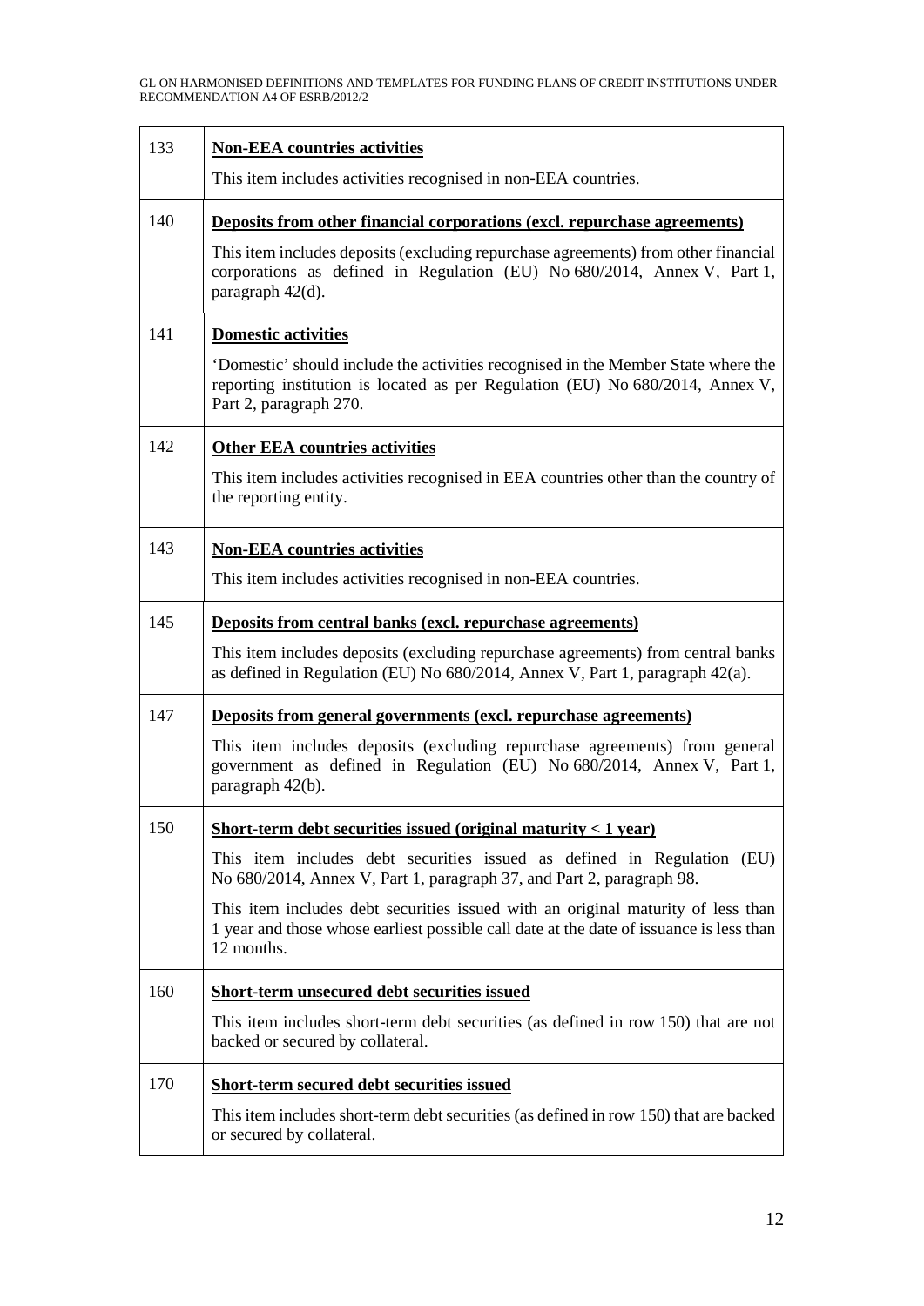| | |
|---|---|
| 133 | **Non-EEA countries activities**<br><br>This item includes activities recognised in non-EEA countries. |
| 140 | **Deposits from other financial corporations (excl. repurchase agreements)**<br><br>This item includes deposits (excluding repurchase agreements) from other financial corporations as defined in Regulation (EU) No 680/2014, Annex V, Part 1, paragraph 42(d). |
| 141 | **Domestic activities**<br><br>'Domestic' should include the activities recognised in the Member State where the reporting institution is located as per Regulation (EU) No 680/2014, Annex V, Part 2, paragraph 270. |
| 142 | **Other EEA countries activities**<br><br>This item includes activities recognised in EEA countries other than the country of the reporting entity. |
| 143 | **Non-EEA countries activities**<br><br>This item includes activities recognised in non-EEA countries. |
| 145 | **Deposits from central banks (excl. repurchase agreements)**<br><br>This item includes deposits (excluding repurchase agreements) from central banks as defined in Regulation (EU) No 680/2014, Annex V, Part 1, paragraph 42(a). |
| 147 | **Deposits from general governments (excl. repurchase agreements)**<br><br>This item includes deposits (excluding repurchase agreements) from general government as defined in Regulation (EU) No 680/2014, Annex V, Part 1, paragraph 42(b). |
| 150 | **Short-term debt securities issued (original maturity < 1 year)**<br><br>This item includes debt securities issued as defined in Regulation (EU) No 680/2014, Annex V, Part 1, paragraph 37, and Part 2, paragraph 98.<br><br>This item includes debt securities issued with an original maturity of less than 1 year and those whose earliest possible call date at the date of issuance is less than 12 months. |
| 160 | **Short-term unsecured debt securities issued**<br><br>This item includes short-term debt securities (as defined in row 150) that are not backed or secured by collateral. |
| 170 | **Short-term secured debt securities issued**<br><br>This item includes short-term debt securities (as defined in row 150) that are backed or secured by collateral. |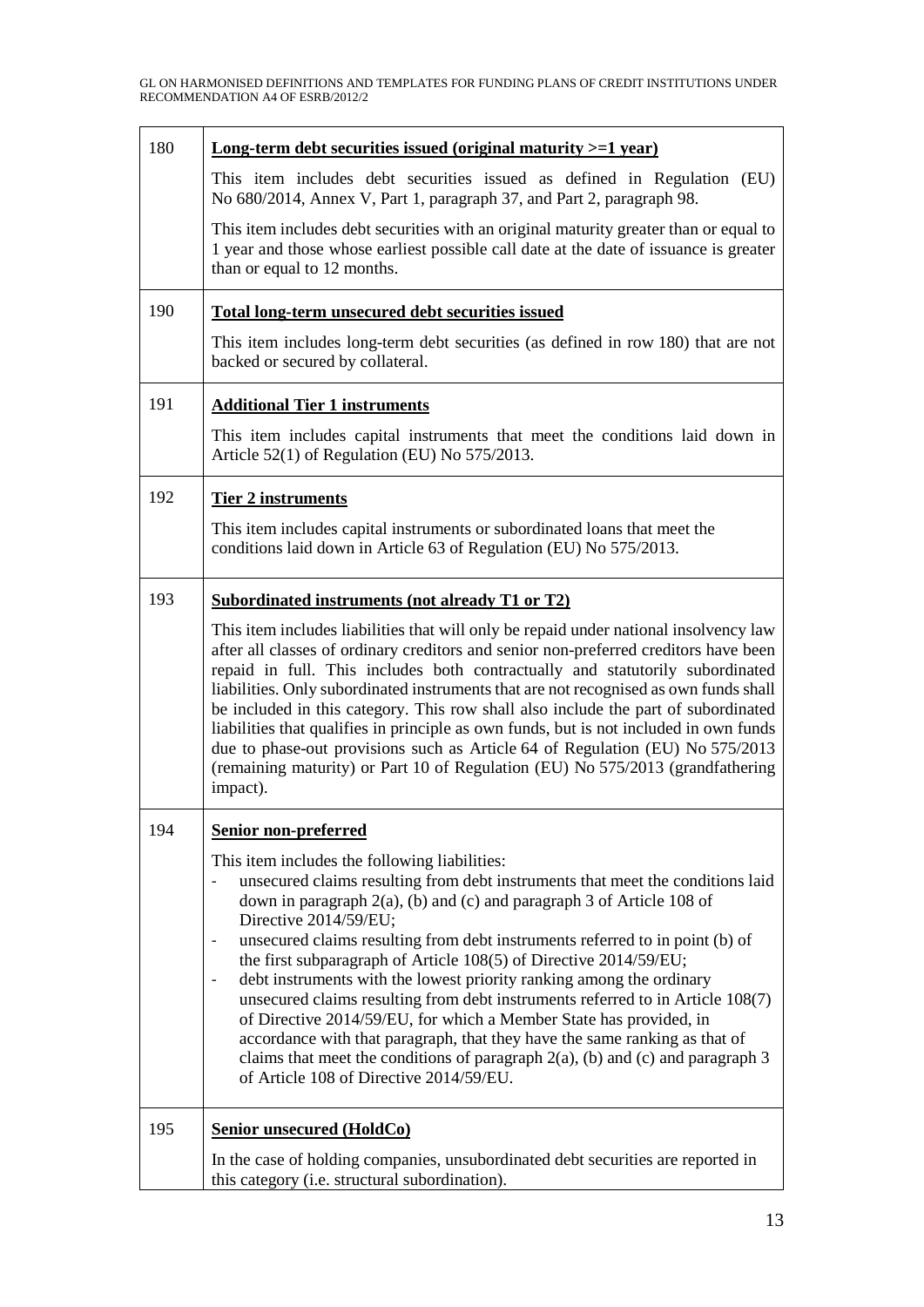| | |
|---|---|
| 180 | **Long-term debt securities issued (original maturity >=1 year)**<br><br>This item includes debt securities issued as defined in Regulation (EU) No 680/2014, Annex V, Part 1, paragraph 37, and Part 2, paragraph 98.<br><br>This item includes debt securities with an original maturity greater than or equal to 1 year and those whose earliest possible call date at the date of issuance is greater than or equal to 12 months. |
| 190 | **Total long-term unsecured debt securities issued**<br><br>This item includes long-term debt securities (as defined in row 180) that are not backed or secured by collateral. |
| 191 | **Additional Tier 1 instruments**<br><br>This item includes capital instruments that meet the conditions laid down in Article 52(1) of Regulation (EU) No 575/2013. |
| 192 | **Tier 2 instruments**<br><br>This item includes capital instruments or subordinated loans that meet the conditions laid down in Article 63 of Regulation (EU) No 575/2013. |
| 193 | **Subordinated instruments (not already T1 or T2)**<br><br>This item includes liabilities that will only be repaid under national insolvency law after all classes of ordinary creditors and senior non-preferred creditors have been repaid in full. This includes both contractually and statutorily subordinated liabilities. Only subordinated instruments that are not recognised as own funds shall be included in this category. This row shall also include the part of subordinated liabilities that qualifies in principle as own funds, but is not included in own funds due to phase-out provisions such as Article 64 of Regulation (EU) No 575/2013 (remaining maturity) or Part 10 of Regulation (EU) No 575/2013 (grandfathering impact). |
| 194 | **Senior non-preferred**<br><br>This item includes the following liabilities:<br>- unsecured claims resulting from debt instruments that meet the conditions laid down in paragraph 2(a), (b) and (c) and paragraph 3 of Article 108 of Directive 2014/59/EU;<br>- unsecured claims resulting from debt instruments referred to in point (b) of the first subparagraph of Article 108(5) of Directive 2014/59/EU;<br>- debt instruments with the lowest priority ranking among the ordinary unsecured claims resulting from debt instruments referred to in Article 108(7) of Directive 2014/59/EU, for which a Member State has provided, in accordance with that paragraph, that they have the same ranking as that of claims that meet the conditions of paragraph 2(a), (b) and (c) and paragraph 3 of Article 108 of Directive 2014/59/EU. |
| 195 | **Senior unsecured (HoldCo)**<br><br>In the case of holding companies, unsubordinated debt securities are reported in this category (i.e. structural subordination). |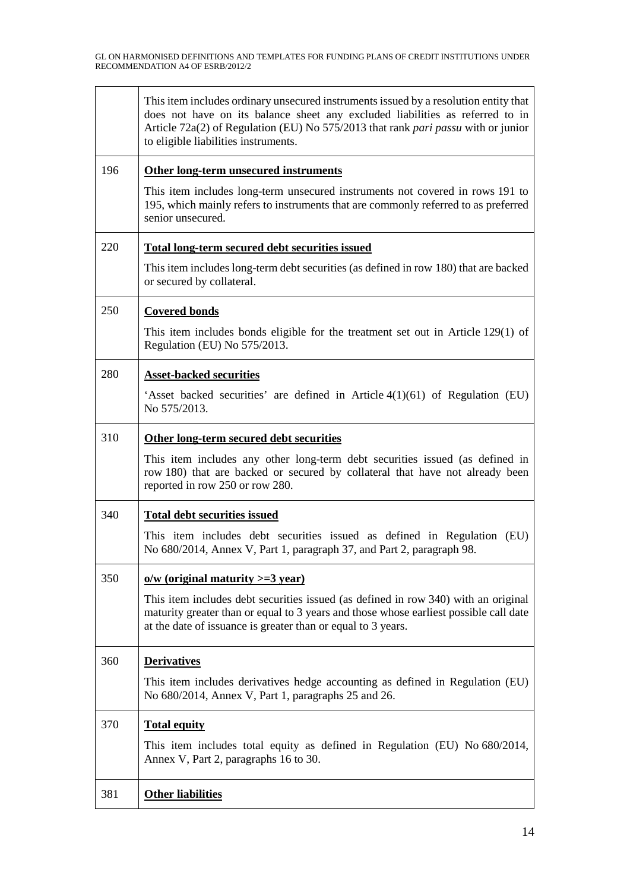| | |
|---|---|
| | This item includes ordinary unsecured instruments issued by a resolution entity that does not have on its balance sheet any excluded liabilities as referred to in Article 72a(2) of Regulation (EU) No 575/2013 that rank *pari passu* with or junior to eligible liabilities instruments. |
| 196 | **Other long-term unsecured instruments**<br><br>This item includes long-term unsecured instruments not covered in rows 191 to 195, which mainly refers to instruments that are commonly referred to as preferred senior unsecured. |
| 220 | **Total long-term secured debt securities issued**<br><br>This item includes long-term debt securities (as defined in row 180) that are backed or secured by collateral. |
| 250 | **Covered bonds**<br><br>This item includes bonds eligible for the treatment set out in Article 129(1) of Regulation (EU) No 575/2013. |
| 280 | **Asset-backed securities**<br><br>'Asset backed securities' are defined in Article 4(1)(61) of Regulation (EU) No 575/2013. |
| 310 | **Other long-term secured debt securities**<br><br>This item includes any other long-term debt securities issued (as defined in row 180) that are backed or secured by collateral that have not already been reported in row 250 or row 280. |
| 340 | **Total debt securities issued**<br><br>This item includes debt securities issued as defined in Regulation (EU) No 680/2014, Annex V, Part 1, paragraph 37, and Part 2, paragraph 98. |
| 350 | **o/w (original maturity >=3 year)**<br><br>This item includes debt securities issued (as defined in row 340) with an original maturity greater than or equal to 3 years and those whose earliest possible call date at the date of issuance is greater than or equal to 3 years. |
| 360 | **Derivatives**<br><br>This item includes derivatives hedge accounting as defined in Regulation (EU) No 680/2014, Annex V, Part 1, paragraphs 25 and 26. |
| 370 | **Total equity**<br><br>This item includes total equity as defined in Regulation (EU) No 680/2014, Annex V, Part 2, paragraphs 16 to 30. |
| 381 | **Other liabilities** |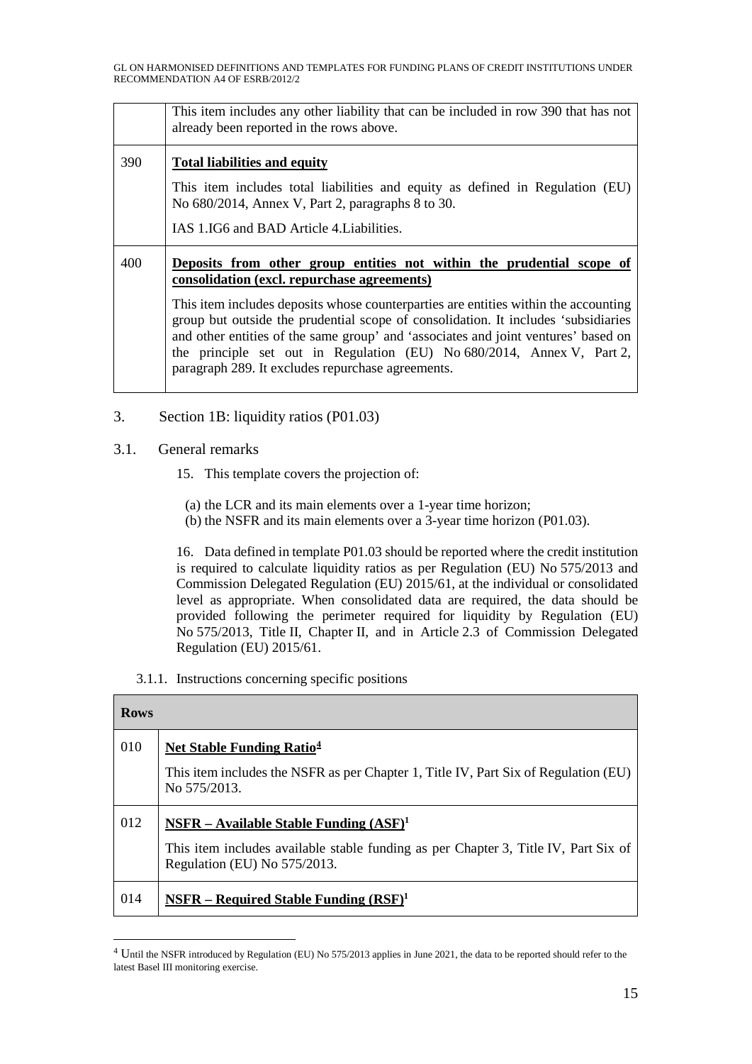| | |
|---|---|
| | This item includes any other liability that can be included in row 390 that has not already been reported in the rows above. |
| 390 | **Total liabilities and equity**<br><br>This item includes total liabilities and equity as defined in Regulation (EU) No 680/2014, Annex V, Part 2, paragraphs 8 to 30.<br><br>IAS 1.IG6 and BAD Article 4.Liabilities. |
| 400 | **Deposits from other group entities not within the prudential scope of consolidation (excl. repurchase agreements)**<br><br>This item includes deposits whose counterparties are entities within the accounting group but outside the prudential scope of consolidation. It includes 'subsidiaries and other entities of the same group' and 'associates and joint ventures' based on the principle set out in Regulation (EU) No 680/2014, Annex V, Part 2, paragraph 289. It excludes repurchase agreements. |

## 3. Section 1B: liquidity ratios (P01.03)

### 3.1. General remarks

15. This template covers the projection of:

(a) the LCR and its main elements over a 1-year time horizon;
(b) the NSFR and its main elements over a 3-year time horizon (P01.03).

16. Data defined in template P01.03 should be reported where the credit institution is required to calculate liquidity ratios as per Regulation (EU) No 575/2013 and Commission Delegated Regulation (EU) 2015/61, at the individual or consolidated level as appropriate. When consolidated data are required, the data should be provided following the perimeter required for liquidity by Regulation (EU) No 575/2013, Title II, Chapter II, and in Article 2.3 of Commission Delegated Regulation (EU) 2015/61.

#### 3.1.1. Instructions concerning specific positions

| Rows | |
|---|---|
| 010 | **Net Stable Funding Ratio**[4]<br><br>This item includes the NSFR as per Chapter 1, Title IV, Part Six of Regulation (EU) No 575/2013. |
| 012 | **NSFR – Available Stable Funding (ASF)**[1]<br><br>This item includes available stable funding as per Chapter 3, Title IV, Part Six of Regulation (EU) No 575/2013. |
| 014 | **NSFR – Required Stable Funding (RSF)**[1] |

[4] Until the NSFR introduced by Regulation (EU) No 575/2013 applies in June 2021, the data to be reported should refer to the latest Basel III monitoring exercise.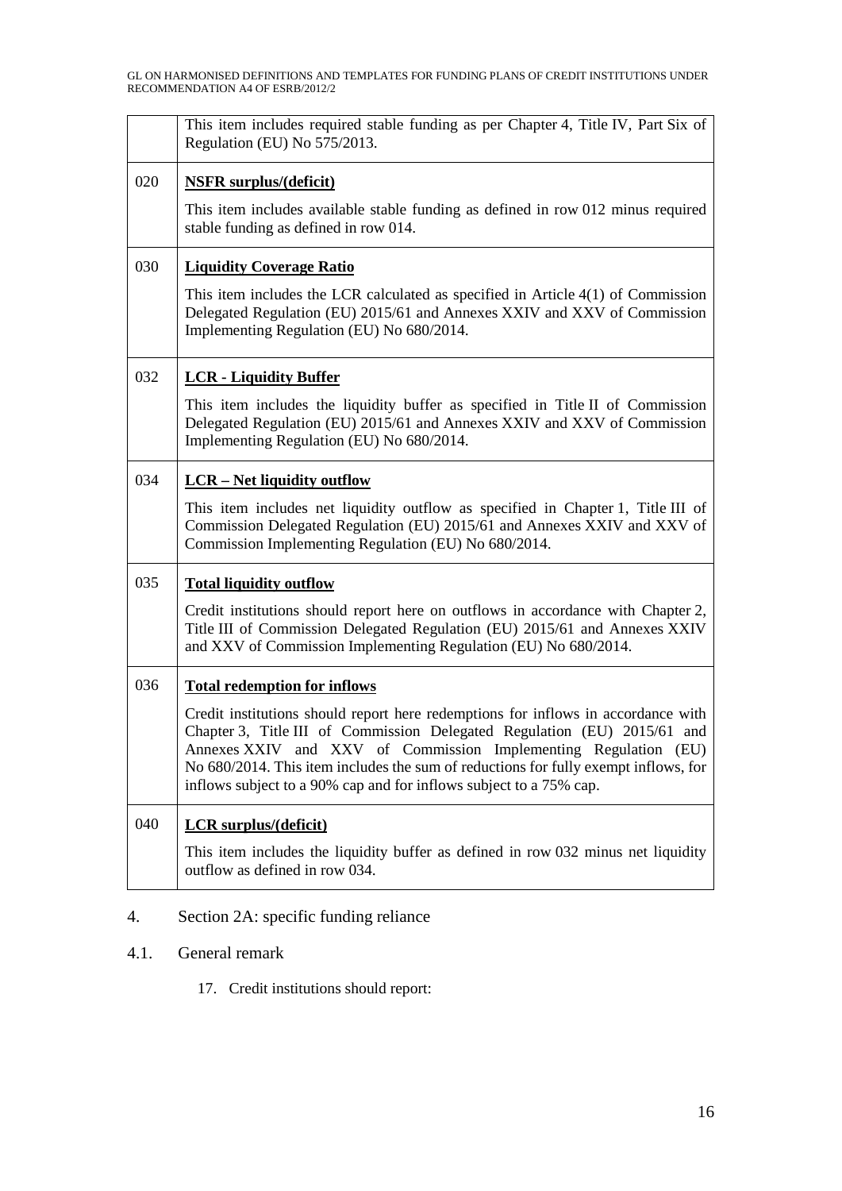| | |
|---|---|
| | This item includes required stable funding as per Chapter 4, Title IV, Part Six of Regulation (EU) No 575/2013. |
| 020 | **NSFR surplus/(deficit)**<br><br>This item includes available stable funding as defined in row 012 minus required stable funding as defined in row 014. |
| 030 | **Liquidity Coverage Ratio**<br><br>This item includes the LCR calculated as specified in Article 4(1) of Commission Delegated Regulation (EU) 2015/61 and Annexes XXIV and XXV of Commission Implementing Regulation (EU) No 680/2014. |
| 032 | **LCR - Liquidity Buffer**<br><br>This item includes the liquidity buffer as specified in Title II of Commission Delegated Regulation (EU) 2015/61 and Annexes XXIV and XXV of Commission Implementing Regulation (EU) No 680/2014. |
| 034 | **LCR – Net liquidity outflow**<br><br>This item includes net liquidity outflow as specified in Chapter 1, Title III of Commission Delegated Regulation (EU) 2015/61 and Annexes XXIV and XXV of Commission Implementing Regulation (EU) No 680/2014. |
| 035 | **Total liquidity outflow**<br><br>Credit institutions should report here on outflows in accordance with Chapter 2, Title III of Commission Delegated Regulation (EU) 2015/61 and Annexes XXIV and XXV of Commission Implementing Regulation (EU) No 680/2014. |
| 036 | **Total redemption for inflows**<br><br>Credit institutions should report here redemptions for inflows in accordance with Chapter 3, Title III of Commission Delegated Regulation (EU) 2015/61 and Annexes XXIV and XXV of Commission Implementing Regulation (EU) No 680/2014. This item includes the sum of reductions for fully exempt inflows, for inflows subject to a 90% cap and for inflows subject to a 75% cap. |
| 040 | **LCR surplus/(deficit)**<br><br>This item includes the liquidity buffer as defined in row 032 minus net liquidity outflow as defined in row 034. |

## 4. Section 2A: specific funding reliance

### 4.1. General remark

17. Credit institutions should report: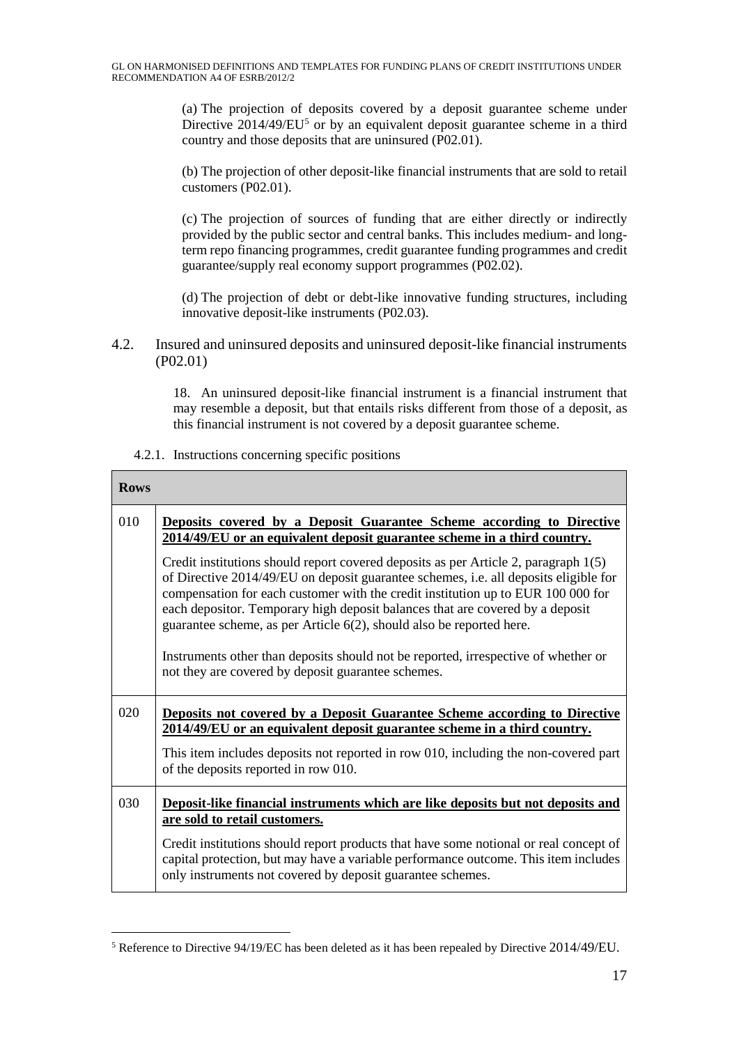(a) The projection of deposits covered by a deposit guarantee scheme under Directive 2014/49/EU[5] or by an equivalent deposit guarantee scheme in a third country and those deposits that are uninsured (P02.01).

(b) The projection of other deposit-like financial instruments that are sold to retail customers (P02.01).

(c) The projection of sources of funding that are either directly or indirectly provided by the public sector and central banks. This includes medium- and long-term repo financing programmes, credit guarantee funding programmes and credit guarantee/supply real economy support programmes (P02.02).

(d) The projection of debt or debt-like innovative funding structures, including innovative deposit-like instruments (P02.03).

## 4.2. Insured and uninsured deposits and uninsured deposit-like financial instruments (P02.01)

18. An uninsured deposit-like financial instrument is a financial instrument that may resemble a deposit, but that entails risks different from those of a deposit, as this financial instrument is not covered by a deposit guarantee scheme.

### 4.2.1. Instructions concerning specific positions

| Rows | |
|---|---|
| 010 | **Deposits covered by a Deposit Guarantee Scheme according to Directive 2014/49/EU or an equivalent deposit guarantee scheme in a third country.**<br><br>Credit institutions should report covered deposits as per Article 2, paragraph 1(5) of Directive 2014/49/EU on deposit guarantee schemes, i.e. all deposits eligible for compensation for each customer with the credit institution up to EUR 100 000 for each depositor. Temporary high deposit balances that are covered by a deposit guarantee scheme, as per Article 6(2), should also be reported here.<br><br>Instruments other than deposits should not be reported, irrespective of whether or not they are covered by deposit guarantee schemes. |
| 020 | **Deposits not covered by a Deposit Guarantee Scheme according to Directive 2014/49/EU or an equivalent deposit guarantee scheme in a third country.**<br><br>This item includes deposits not reported in row 010, including the non-covered part of the deposits reported in row 010. |
| 030 | **Deposit-like financial instruments which are like deposits but not deposits and are sold to retail customers.**<br><br>Credit institutions should report products that have some notional or real concept of capital protection, but may have a variable performance outcome. This item includes only instruments not covered by deposit guarantee schemes. |

[5] Reference to Directive 94/19/EC has been deleted as it has been repealed by Directive 2014/49/EU.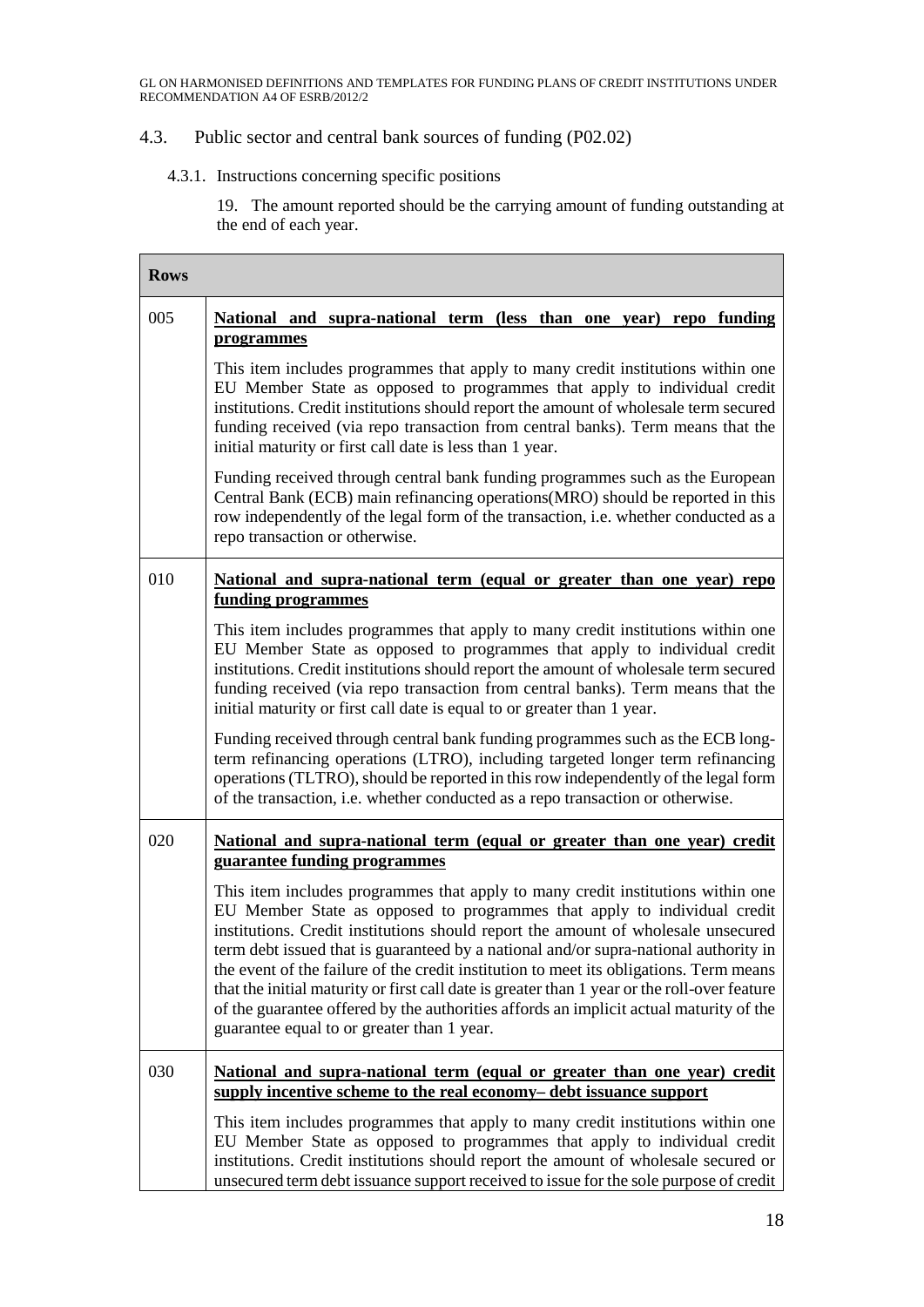### 4.3. Public sector and central bank sources of funding (P02.02)

#### 4.3.1. Instructions concerning specific positions

19. The amount reported should be the carrying amount of funding outstanding at the end of each year.

| Rows | |
|---|---|
| 005 | **National and supra-national term (less than one year) repo funding programmes**<br><br>This item includes programmes that apply to many credit institutions within one EU Member State as opposed to programmes that apply to individual credit institutions. Credit institutions should report the amount of wholesale term secured funding received (via repo transaction from central banks). Term means that the initial maturity or first call date is less than 1 year.<br><br>Funding received through central bank funding programmes such as the European Central Bank (ECB) main refinancing operations(MRO) should be reported in this row independently of the legal form of the transaction, i.e. whether conducted as a repo transaction or otherwise. |
| 010 | **National and supra-national term (equal or greater than one year) repo funding programmes**<br><br>This item includes programmes that apply to many credit institutions within one EU Member State as opposed to programmes that apply to individual credit institutions. Credit institutions should report the amount of wholesale term secured funding received (via repo transaction from central banks). Term means that the initial maturity or first call date is equal to or greater than 1 year.<br><br>Funding received through central bank funding programmes such as the ECB long-term refinancing operations (LTRO), including targeted longer term refinancing operations (TLTRO), should be reported in this row independently of the legal form of the transaction, i.e. whether conducted as a repo transaction or otherwise. |
| 020 | **National and supra-national term (equal or greater than one year) credit guarantee funding programmes**<br><br>This item includes programmes that apply to many credit institutions within one EU Member State as opposed to programmes that apply to individual credit institutions. Credit institutions should report the amount of wholesale unsecured term debt issued that is guaranteed by a national and/or supra-national authority in the event of the failure of the credit institution to meet its obligations. Term means that the initial maturity or first call date is greater than 1 year or the roll-over feature of the guarantee offered by the authorities affords an implicit actual maturity of the guarantee equal to or greater than 1 year. |
| 030 | **National and supra-national term (equal or greater than one year) credit supply incentive scheme to the real economy– debt issuance support**<br><br>This item includes programmes that apply to many credit institutions within one EU Member State as opposed to programmes that apply to individual credit institutions. Credit institutions should report the amount of wholesale secured or unsecured term debt issuance support received to issue for the sole purpose of credit |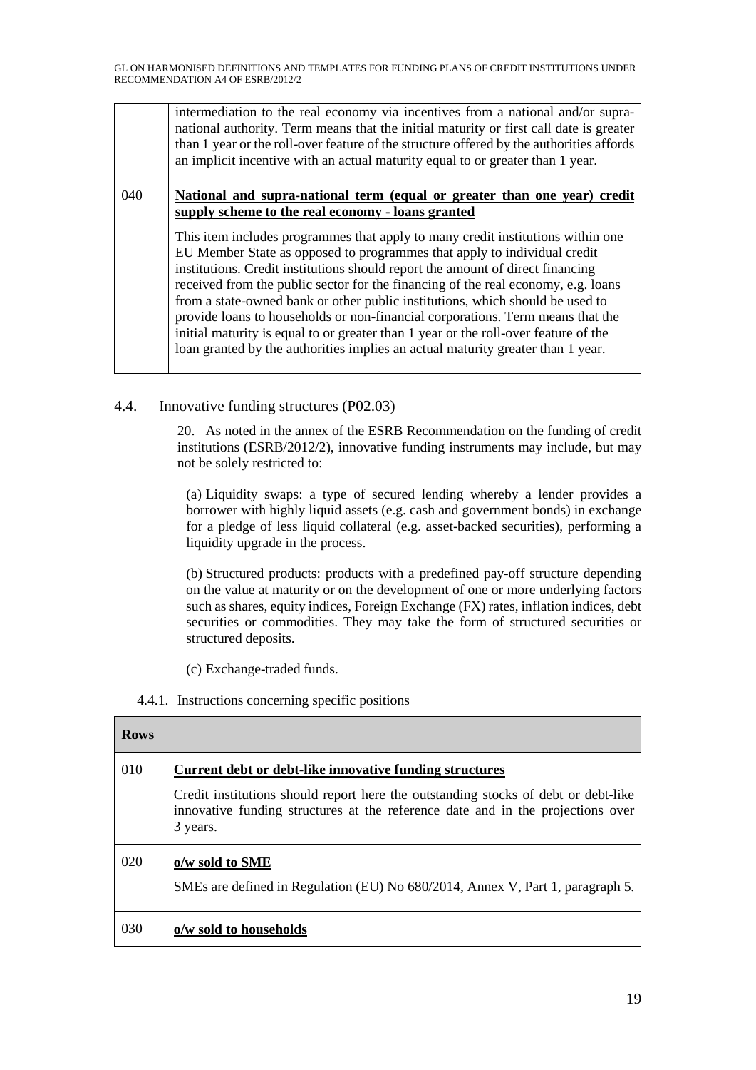| | |
|---|---|
| | intermediation to the real economy via incentives from a national and/or supra-national authority. Term means that the initial maturity or first call date is greater than 1 year or the roll-over feature of the structure offered by the authorities affords an implicit incentive with an actual maturity equal to or greater than 1 year. |
| 040 | **National and supra-national term (equal or greater than one year) credit supply scheme to the real economy - loans granted**<br><br>This item includes programmes that apply to many credit institutions within one EU Member State as opposed to programmes that apply to individual credit institutions. Credit institutions should report the amount of direct financing received from the public sector for the financing of the real economy, e.g. loans from a state-owned bank or other public institutions, which should be used to provide loans to households or non-financial corporations. Term means that the initial maturity is equal to or greater than 1 year or the roll-over feature of the loan granted by the authorities implies an actual maturity greater than 1 year. |

## 4.4. Innovative funding structures (P02.03)

20. As noted in the annex of the ESRB Recommendation on the funding of credit institutions (ESRB/2012/2), innovative funding instruments may include, but may not be solely restricted to:

(a) Liquidity swaps: a type of secured lending whereby a lender provides a borrower with highly liquid assets (e.g. cash and government bonds) in exchange for a pledge of less liquid collateral (e.g. asset-backed securities), performing a liquidity upgrade in the process.

(b) Structured products: products with a predefined pay-off structure depending on the value at maturity or on the development of one or more underlying factors such as shares, equity indices, Foreign Exchange (FX) rates, inflation indices, debt securities or commodities. They may take the form of structured securities or structured deposits.

(c) Exchange-traded funds.

### 4.4.1. Instructions concerning specific positions

| Rows | |
|---|---|
| 010 | **Current debt or debt-like innovative funding structures**<br><br>Credit institutions should report here the outstanding stocks of debt or debt-like innovative funding structures at the reference date and in the projections over 3 years. |
| 020 | **o/w sold to SME**<br><br>SMEs are defined in Regulation (EU) No 680/2014, Annex V, Part 1, paragraph 5. |
| 030 | **o/w sold to households** |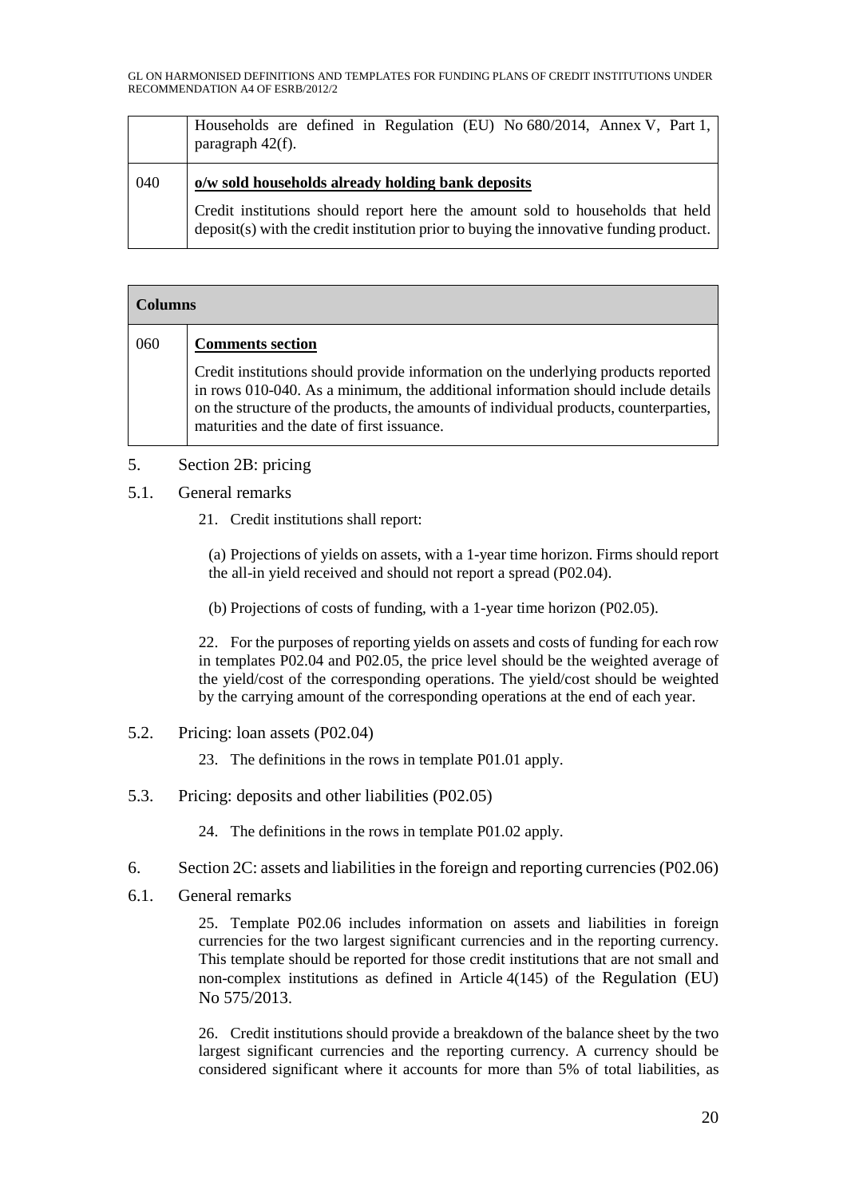| | Households are defined in Regulation (EU) No 680/2014, Annex V, Part 1, paragraph 42(f). |
|---|---|
| 040 | **o/w sold households already holding bank deposits**<br><br>Credit institutions should report here the amount sold to households that held deposit(s) with the credit institution prior to buying the innovative funding product. |

| **Columns** | |
|---|---|
| 060 | **Comments section**<br><br>Credit institutions should provide information on the underlying products reported in rows 010-040. As a minimum, the additional information should include details on the structure of the products, the amounts of individual products, counterparties, maturities and the date of first issuance. |

## 5. Section 2B: pricing

### 5.1. General remarks

21. Credit institutions shall report:

(a) Projections of yields on assets, with a 1-year time horizon. Firms should report the all-in yield received and should not report a spread (P02.04).

(b) Projections of costs of funding, with a 1-year time horizon (P02.05).

22. For the purposes of reporting yields on assets and costs of funding for each row in templates P02.04 and P02.05, the price level should be the weighted average of the yield/cost of the corresponding operations. The yield/cost should be weighted by the carrying amount of the corresponding operations at the end of each year.

### 5.2. Pricing: loan assets (P02.04)

23. The definitions in the rows in template P01.01 apply.

### 5.3. Pricing: deposits and other liabilities (P02.05)

24. The definitions in the rows in template P01.02 apply.

## 6. Section 2C: assets and liabilities in the foreign and reporting currencies (P02.06)

### 6.1. General remarks

25. Template P02.06 includes information on assets and liabilities in foreign currencies for the two largest significant currencies and in the reporting currency. This template should be reported for those credit institutions that are not small and non-complex institutions as defined in Article 4(145) of the Regulation (EU) No 575/2013.

26. Credit institutions should provide a breakdown of the balance sheet by the two largest significant currencies and the reporting currency. A currency should be considered significant where it accounts for more than 5% of total liabilities, as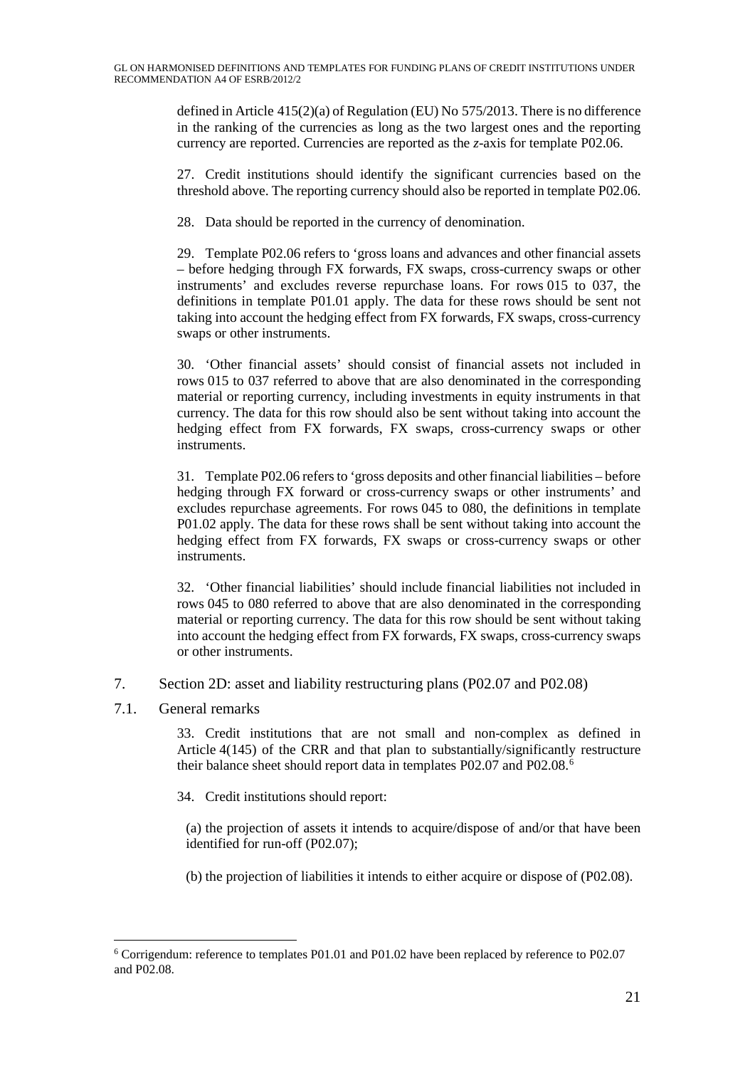defined in Article 415(2)(a) of Regulation (EU) No 575/2013. There is no difference in the ranking of the currencies as long as the two largest ones and the reporting currency are reported. Currencies are reported as the *z*-axis for template P02.06.

27. Credit institutions should identify the significant currencies based on the threshold above. The reporting currency should also be reported in template P02.06.

28. Data should be reported in the currency of denomination.

29. Template P02.06 refers to 'gross loans and advances and other financial assets – before hedging through FX forwards, FX swaps, cross-currency swaps or other instruments' and excludes reverse repurchase loans. For rows 015 to 037, the definitions in template P01.01 apply. The data for these rows should be sent not taking into account the hedging effect from FX forwards, FX swaps, cross-currency swaps or other instruments.

30. 'Other financial assets' should consist of financial assets not included in rows 015 to 037 referred to above that are also denominated in the corresponding material or reporting currency, including investments in equity instruments in that currency. The data for this row should also be sent without taking into account the hedging effect from FX forwards, FX swaps, cross-currency swaps or other instruments.

31. Template P02.06 refers to 'gross deposits and other financial liabilities – before hedging through FX forward or cross-currency swaps or other instruments' and excludes repurchase agreements. For rows 045 to 080, the definitions in template P01.02 apply. The data for these rows shall be sent without taking into account the hedging effect from FX forwards, FX swaps or cross-currency swaps or other instruments.

32. 'Other financial liabilities' should include financial liabilities not included in rows 045 to 080 referred to above that are also denominated in the corresponding material or reporting currency. The data for this row should be sent without taking into account the hedging effect from FX forwards, FX swaps, cross-currency swaps or other instruments.

## 7. Section 2D: asset and liability restructuring plans (P02.07 and P02.08)

### 7.1. General remarks

33. Credit institutions that are not small and non-complex as defined in Article 4(145) of the CRR and that plan to substantially/significantly restructure their balance sheet should report data in templates P02.07 and P02.08.[6]

34. Credit institutions should report:

(a) the projection of assets it intends to acquire/dispose of and/or that have been identified for run-off (P02.07);

(b) the projection of liabilities it intends to either acquire or dispose of (P02.08).

---

[6] Corrigendum: reference to templates P01.01 and P01.02 have been replaced by reference to P02.07 and P02.08.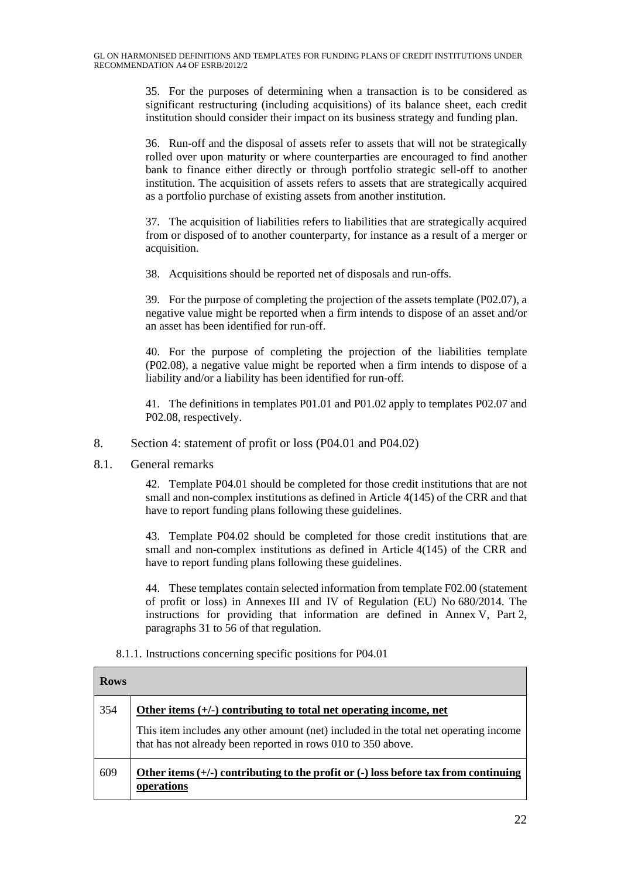35. For the purposes of determining when a transaction is to be considered as significant restructuring (including acquisitions) of its balance sheet, each credit institution should consider their impact on its business strategy and funding plan.

36. Run-off and the disposal of assets refer to assets that will not be strategically rolled over upon maturity or where counterparties are encouraged to find another bank to finance either directly or through portfolio strategic sell-off to another institution. The acquisition of assets refers to assets that are strategically acquired as a portfolio purchase of existing assets from another institution.

37. The acquisition of liabilities refers to liabilities that are strategically acquired from or disposed of to another counterparty, for instance as a result of a merger or acquisition.

38. Acquisitions should be reported net of disposals and run-offs.

39. For the purpose of completing the projection of the assets template (P02.07), a negative value might be reported when a firm intends to dispose of an asset and/or an asset has been identified for run-off.

40. For the purpose of completing the projection of the liabilities template (P02.08), a negative value might be reported when a firm intends to dispose of a liability and/or a liability has been identified for run-off.

41. The definitions in templates P01.01 and P01.02 apply to templates P02.07 and P02.08, respectively.

## 8. Section 4: statement of profit or loss (P04.01 and P04.02)

### 8.1. General remarks

42. Template P04.01 should be completed for those credit institutions that are not small and non-complex institutions as defined in Article 4(145) of the CRR and that have to report funding plans following these guidelines.

43. Template P04.02 should be completed for those credit institutions that are small and non-complex institutions as defined in Article 4(145) of the CRR and have to report funding plans following these guidelines.

44. These templates contain selected information from template F02.00 (statement of profit or loss) in Annexes III and IV of Regulation (EU) No 680/2014. The instructions for providing that information are defined in Annex V, Part 2, paragraphs 31 to 56 of that regulation.

#### 8.1.1. Instructions concerning specific positions for P04.01

| Rows | |
|---|---|
| 354 | **Other items (+/-) contributing to total net operating income, net**<br><br>This item includes any other amount (net) included in the total net operating income that has not already been reported in rows 010 to 350 above. |
| 609 | **Other items (+/-) contributing to the profit or (-) loss before tax from continuing operations** |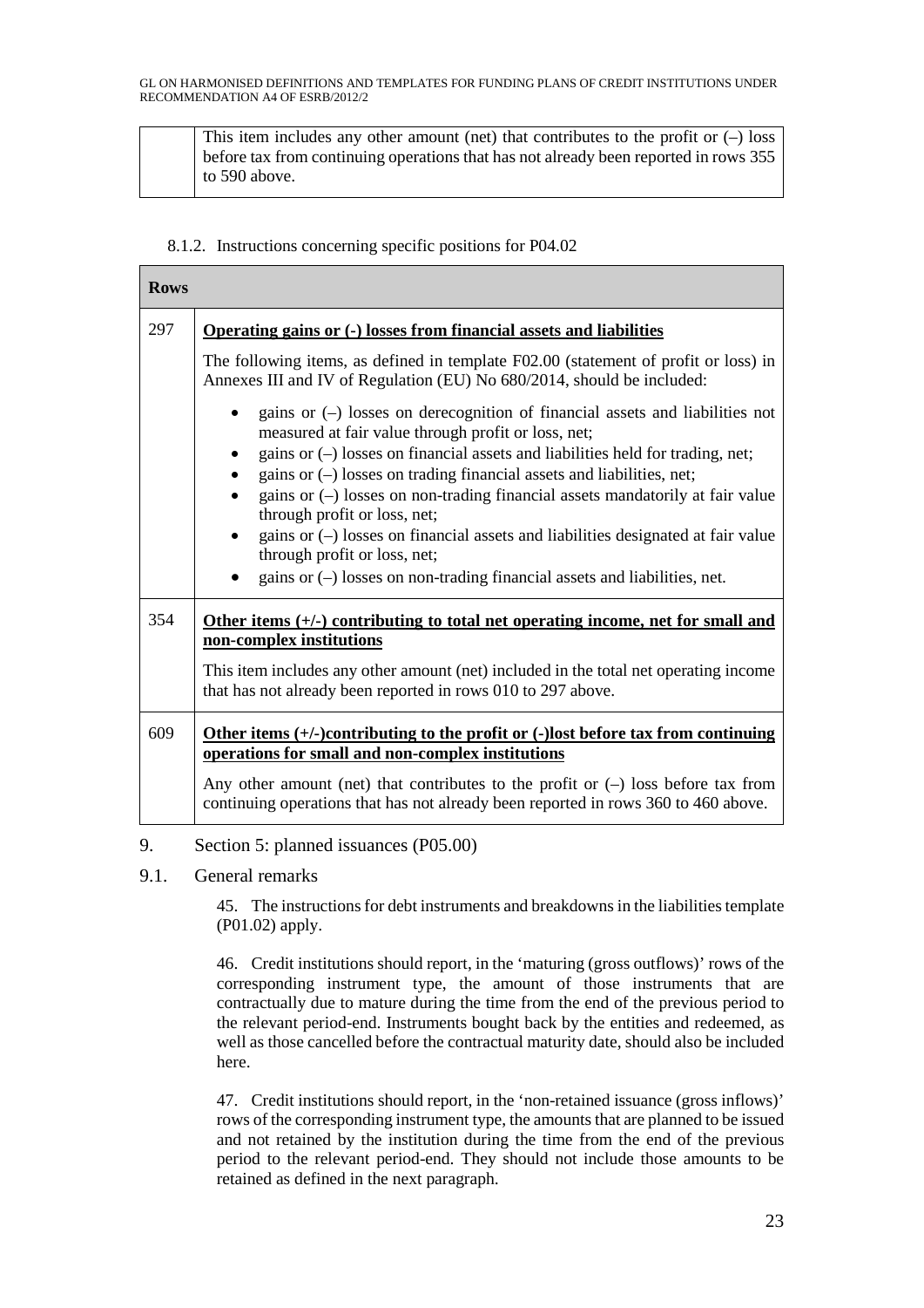| | |
|---|---|
| | This item includes any other amount (net) that contributes to the profit or (–) loss before tax from continuing operations that has not already been reported in rows 355 to 590 above. |

8.1.2. Instructions concerning specific positions for P04.02

| Rows | |
|---|---|
| 297 | **Operating gains or (-) losses from financial assets and liabilities**<br><br>The following items, as defined in template F02.00 (statement of profit or loss) in Annexes III and IV of Regulation (EU) No 680/2014, should be included:<br><br>• gains or (–) losses on derecognition of financial assets and liabilities not measured at fair value through profit or loss, net;<br>• gains or (–) losses on financial assets and liabilities held for trading, net;<br>• gains or (–) losses on trading financial assets and liabilities, net;<br>• gains or (–) losses on non-trading financial assets mandatorily at fair value through profit or loss, net;<br>• gains or (–) losses on financial assets and liabilities designated at fair value through profit or loss, net;<br>• gains or (–) losses on non-trading financial assets and liabilities, net. |
| 354 | **Other items (+/-) contributing to total net operating income, net for small and non-complex institutions**<br><br>This item includes any other amount (net) included in the total net operating income that has not already been reported in rows 010 to 297 above. |
| 609 | **Other items (+/-)contributing to the profit or (-)lost before tax from continuing operations for small and non-complex institutions**<br><br>Any other amount (net) that contributes to the profit or (–) loss before tax from continuing operations that has not already been reported in rows 360 to 460 above. |

## 9. Section 5: planned issuances (P05.00)

### 9.1. General remarks

45. The instructions for debt instruments and breakdowns in the liabilities template (P01.02) apply.

46. Credit institutions should report, in the 'maturing (gross outflows)' rows of the corresponding instrument type, the amount of those instruments that are contractually due to mature during the time from the end of the previous period to the relevant period-end. Instruments bought back by the entities and redeemed, as well as those cancelled before the contractual maturity date, should also be included here.

47. Credit institutions should report, in the 'non-retained issuance (gross inflows)' rows of the corresponding instrument type, the amounts that are planned to be issued and not retained by the institution during the time from the end of the previous period to the relevant period-end. They should not include those amounts to be retained as defined in the next paragraph.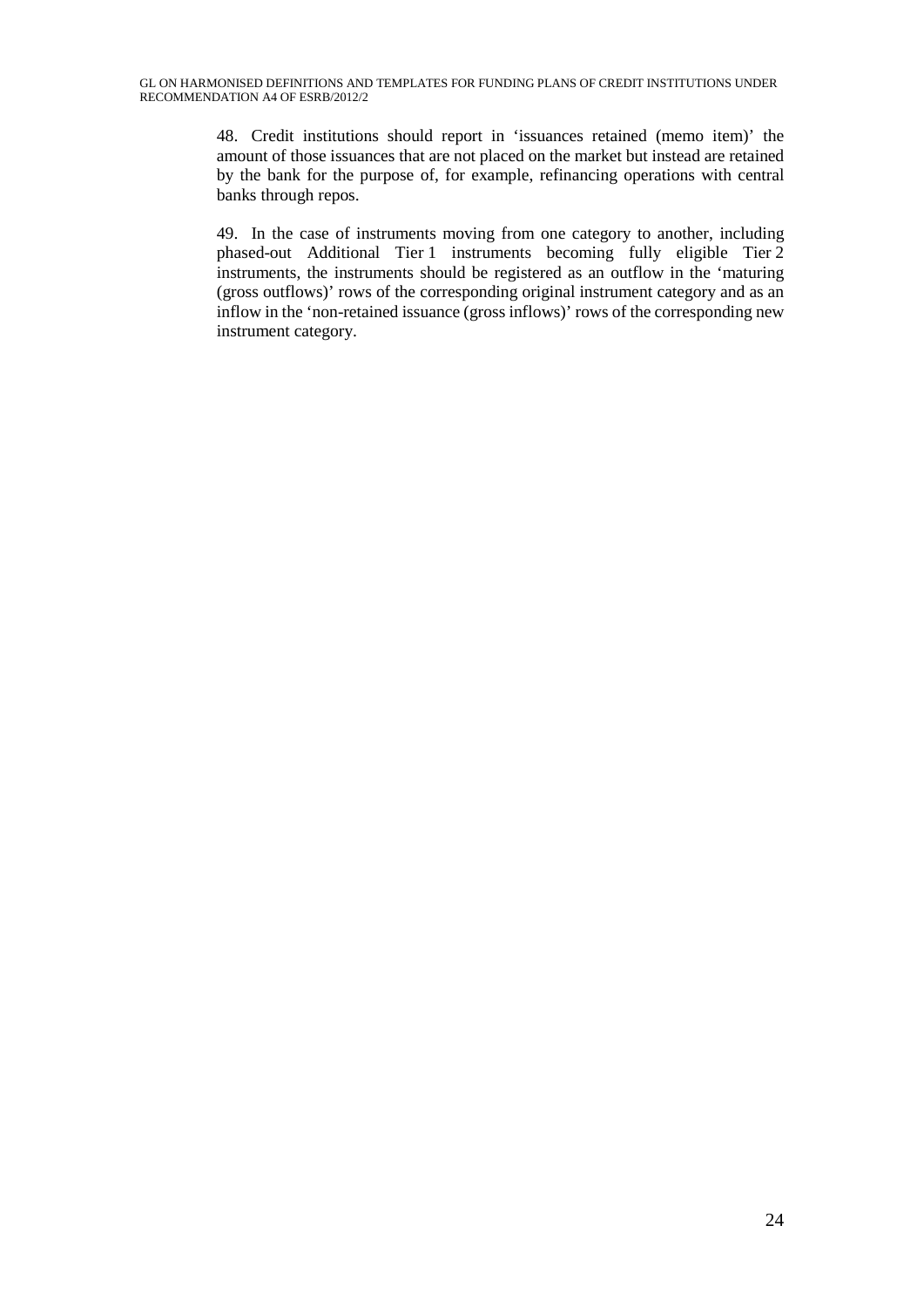48. Credit institutions should report in 'issuances retained (memo item)' the amount of those issuances that are not placed on the market but instead are retained by the bank for the purpose of, for example, refinancing operations with central banks through repos.

49. In the case of instruments moving from one category to another, including phased-out Additional Tier 1 instruments becoming fully eligible Tier 2 instruments, the instruments should be registered as an outflow in the 'maturing (gross outflows)' rows of the corresponding original instrument category and as an inflow in the 'non-retained issuance (gross inflows)' rows of the corresponding new instrument category.